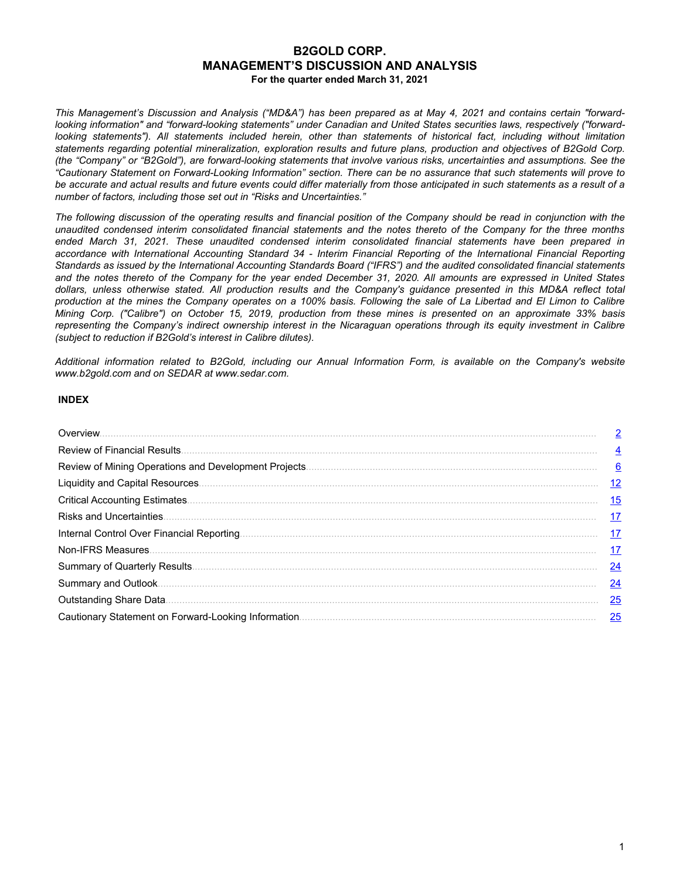# B2GOLD CORP.
## MANAGEMENT'S DISCUSSION AND ANALYSIS
### For the quarter ended March 31, 2021

*This Management's Discussion and Analysis ("MD&A") has been prepared as at May 4, 2021 and contains certain "forward-looking information" and "forward-looking statements" under Canadian and United States securities laws, respectively ("forward-looking statements"). All statements included herein, other than statements of historical fact, including without limitation statements regarding potential mineralization, exploration results and future plans, production and objectives of B2Gold Corp. (the "Company" or "B2Gold"), are forward-looking statements that involve various risks, uncertainties and assumptions. See the "Cautionary Statement on Forward-Looking Information" section. There can be no assurance that such statements will prove to be accurate and actual results and future events could differ materially from those anticipated in such statements as a result of a number of factors, including those set out in "Risks and Uncertainties."*

*The following discussion of the operating results and financial position of the Company should be read in conjunction with the unaudited condensed interim consolidated financial statements and the notes thereto of the Company for the three months ended March 31, 2021. These unaudited condensed interim consolidated financial statements have been prepared in accordance with International Accounting Standard 34 - Interim Financial Reporting of the International Financial Reporting Standards as issued by the International Accounting Standards Board ("IFRS") and the audited consolidated financial statements and the notes thereto of the Company for the year ended December 31, 2020. All amounts are expressed in United States dollars, unless otherwise stated. All production results and the Company's guidance presented in this MD&A reflect total production at the mines the Company operates on a 100% basis. Following the sale of La Libertad and El Limon to Calibre Mining Corp. ("Calibre") on October 15, 2019, production from these mines is presented on an approximate 33% basis representing the Company's indirect ownership interest in the Nicaraguan operations through its equity investment in Calibre (subject to reduction if B2Gold's interest in Calibre dilutes).*

*Additional information related to B2Gold, including our Annual Information Form, is available on the Company's website www.b2gold.com and on SEDAR at www.sedar.com.*

**INDEX**

| Section | Page |
|---|---|
| Overview | 2 |
| Review of Financial Results | 4 |
| Review of Mining Operations and Development Projects | 6 |
| Liquidity and Capital Resources | 12 |
| Critical Accounting Estimates | 15 |
| Risks and Uncertainties | 17 |
| Internal Control Over Financial Reporting | 17 |
| Non-IFRS Measures | 17 |
| Summary of Quarterly Results | 24 |
| Summary and Outlook | 24 |
| Outstanding Share Data | 25 |
| Cautionary Statement on Forward-Looking Information | 25 |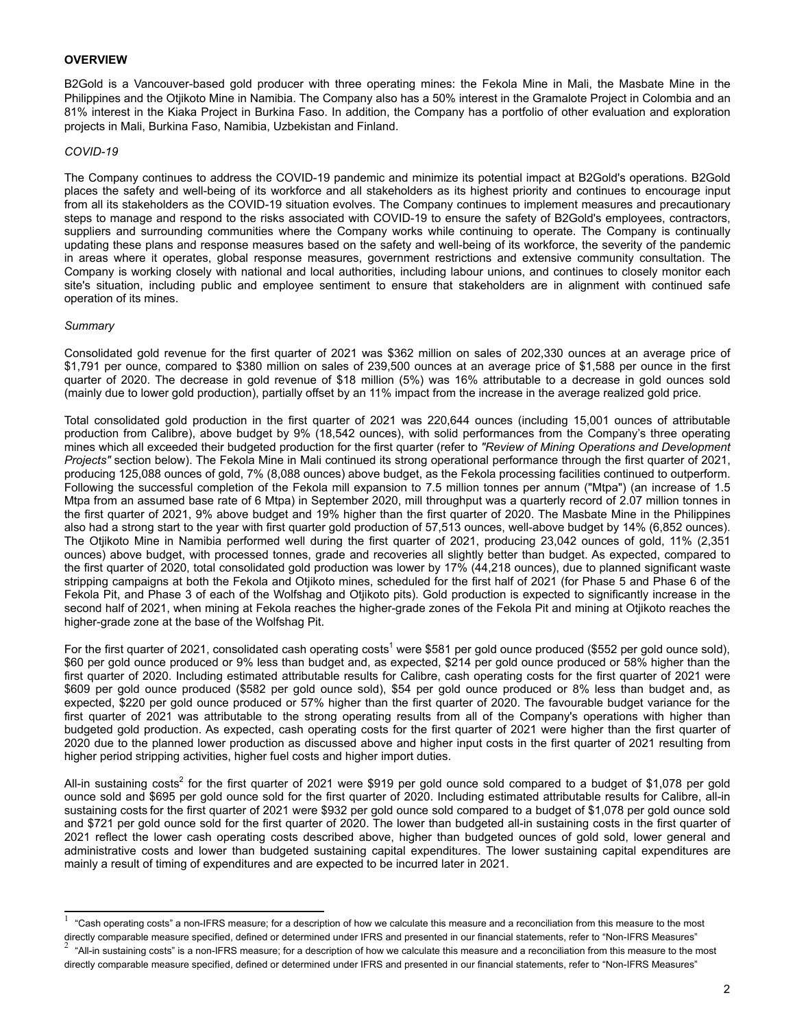**OVERVIEW**

B2Gold is a Vancouver-based gold producer with three operating mines: the Fekola Mine in Mali, the Masbate Mine in the Philippines and the Otjikoto Mine in Namibia. The Company also has a 50% interest in the Gramalote Project in Colombia and an 81% interest in the Kiaka Project in Burkina Faso. In addition, the Company has a portfolio of other evaluation and exploration projects in Mali, Burkina Faso, Namibia, Uzbekistan and Finland.

*COVID-19*

The Company continues to address the COVID-19 pandemic and minimize its potential impact at B2Gold's operations. B2Gold places the safety and well-being of its workforce and all stakeholders as its highest priority and continues to encourage input from all its stakeholders as the COVID-19 situation evolves. The Company continues to implement measures and precautionary steps to manage and respond to the risks associated with COVID-19 to ensure the safety of B2Gold's employees, contractors, suppliers and surrounding communities where the Company works while continuing to operate. The Company is continually updating these plans and response measures based on the safety and well-being of its workforce, the severity of the pandemic in areas where it operates, global response measures, government restrictions and extensive community consultation. The Company is working closely with national and local authorities, including labour unions, and continues to closely monitor each site's situation, including public and employee sentiment to ensure that stakeholders are in alignment with continued safe operation of its mines.

*Summary*

Consolidated gold revenue for the first quarter of 2021 was $362 million on sales of 202,330 ounces at an average price of $1,791 per ounce, compared to $380 million on sales of 239,500 ounces at an average price of $1,588 per ounce in the first quarter of 2020. The decrease in gold revenue of $18 million (5%) was 16% attributable to a decrease in gold ounces sold (mainly due to lower gold production), partially offset by an 11% impact from the increase in the average realized gold price.

Total consolidated gold production in the first quarter of 2021 was 220,644 ounces (including 15,001 ounces of attributable production from Calibre), above budget by 9% (18,542 ounces), with solid performances from the Company's three operating mines which all exceeded their budgeted production for the first quarter (refer to *"Review of Mining Operations and Development Projects"* section below). The Fekola Mine in Mali continued its strong operational performance through the first quarter of 2021, producing 125,088 ounces of gold, 7% (8,088 ounces) above budget, as the Fekola processing facilities continued to outperform. Following the successful completion of the Fekola mill expansion to 7.5 million tonnes per annum ("Mtpa") (an increase of 1.5 Mtpa from an assumed base rate of 6 Mtpa) in September 2020, mill throughput was a quarterly record of 2.07 million tonnes in the first quarter of 2021, 9% above budget and 19% higher than the first quarter of 2020. The Masbate Mine in the Philippines also had a strong start to the year with first quarter gold production of 57,513 ounces, well-above budget by 14% (6,852 ounces). The Otjikoto Mine in Namibia performed well during the first quarter of 2021, producing 23,042 ounces of gold, 11% (2,351 ounces) above budget, with processed tonnes, grade and recoveries all slightly better than budget. As expected, compared to the first quarter of 2020, total consolidated gold production was lower by 17% (44,218 ounces), due to planned significant waste stripping campaigns at both the Fekola and Otjikoto mines, scheduled for the first half of 2021 (for Phase 5 and Phase 6 of the Fekola Pit, and Phase 3 of each of the Wolfshag and Otjikoto pits). Gold production is expected to significantly increase in the second half of 2021, when mining at Fekola reaches the higher-grade zones of the Fekola Pit and mining at Otjikoto reaches the higher-grade zone at the base of the Wolfshag Pit.

For the first quarter of 2021, consolidated cash operating costs[1] were $581 per gold ounce produced ($552 per gold ounce sold), $60 per gold ounce produced or 9% less than budget and, as expected, $214 per gold ounce produced or 58% higher than the first quarter of 2020. Including estimated attributable results for Calibre, cash operating costs for the first quarter of 2021 were $609 per gold ounce produced ($582 per gold ounce sold), $54 per gold ounce produced or 8% less than budget and, as expected, $220 per gold ounce produced or 57% higher than the first quarter of 2020. The favourable budget variance for the first quarter of 2021 was attributable to the strong operating results from all of the Company's operations with higher than budgeted gold production. As expected, cash operating costs for the first quarter of 2021 were higher than the first quarter of 2020 due to the planned lower production as discussed above and higher input costs in the first quarter of 2021 resulting from higher period stripping activities, higher fuel costs and higher import duties.

All-in sustaining costs[2] for the first quarter of 2021 were $919 per gold ounce sold compared to a budget of $1,078 per gold ounce sold and $695 per gold ounce sold for the first quarter of 2020. Including estimated attributable results for Calibre, all-in sustaining costs for the first quarter of 2021 were $932 per gold ounce sold compared to a budget of $1,078 per gold ounce sold and $721 per gold ounce sold for the first quarter of 2020. The lower than budgeted all-in sustaining costs in the first quarter of 2021 reflect the lower cash operating costs described above, higher than budgeted ounces of gold sold, lower general and administrative costs and lower than budgeted sustaining capital expenditures. The lower sustaining capital expenditures are mainly a result of timing of expenditures and are expected to be incurred later in 2021.

---

[1] "Cash operating costs" a non-IFRS measure; for a description of how we calculate this measure and a reconciliation from this measure to the most directly comparable measure specified, defined or determined under IFRS and presented in our financial statements, refer to "Non-IFRS Measures"

[2] "All-in sustaining costs" is a non-IFRS measure; for a description of how we calculate this measure and a reconciliation from this measure to the most directly comparable measure specified, defined or determined under IFRS and presented in our financial statements, refer to "Non-IFRS Measures"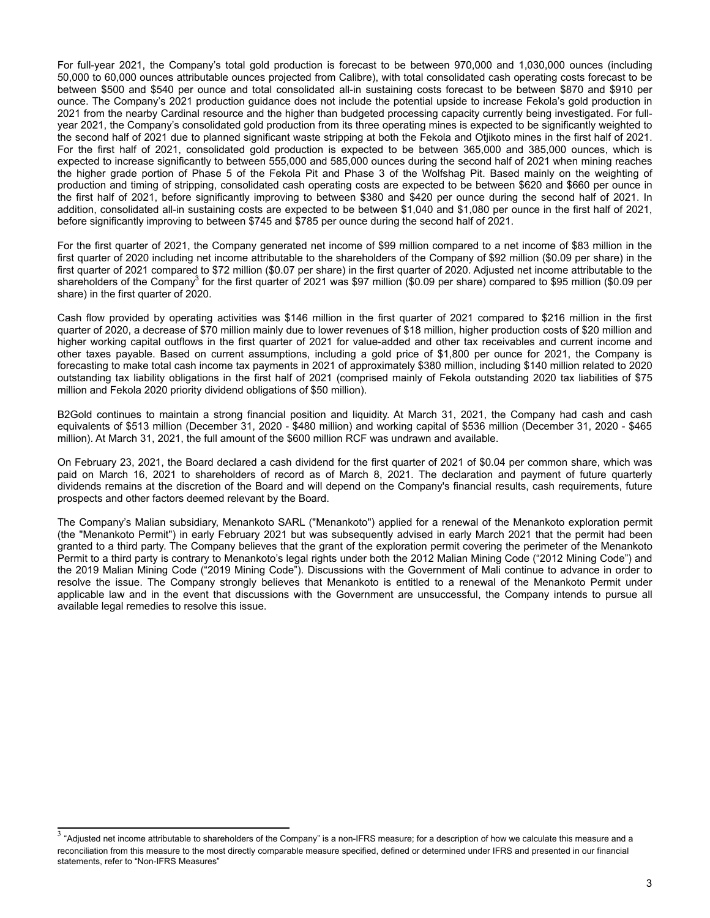For full-year 2021, the Company's total gold production is forecast to be between 970,000 and 1,030,000 ounces (including 50,000 to 60,000 ounces attributable ounces projected from Calibre), with total consolidated cash operating costs forecast to be between $500 and $540 per ounce and total consolidated all-in sustaining costs forecast to be between $870 and $910 per ounce. The Company's 2021 production guidance does not include the potential upside to increase Fekola's gold production in 2021 from the nearby Cardinal resource and the higher than budgeted processing capacity currently being investigated. For full-year 2021, the Company's consolidated gold production from its three operating mines is expected to be significantly weighted to the second half of 2021 due to planned significant waste stripping at both the Fekola and Otjikoto mines in the first half of 2021. For the first half of 2021, consolidated gold production is expected to be between 365,000 and 385,000 ounces, which is expected to increase significantly to between 555,000 and 585,000 ounces during the second half of 2021 when mining reaches the higher grade portion of Phase 5 of the Fekola Pit and Phase 3 of the Wolfshag Pit. Based mainly on the weighting of production and timing of stripping, consolidated cash operating costs are expected to be between $620 and $660 per ounce in the first half of 2021, before significantly improving to between $380 and $420 per ounce during the second half of 2021. In addition, consolidated all-in sustaining costs are expected to be between $1,040 and $1,080 per ounce in the first half of 2021, before significantly improving to between $745 and $785 per ounce during the second half of 2021.

For the first quarter of 2021, the Company generated net income of $99 million compared to a net income of $83 million in the first quarter of 2020 including net income attributable to the shareholders of the Company of $92 million ($0.09 per share) in the first quarter of 2021 compared to $72 million ($0.07 per share) in the first quarter of 2020. Adjusted net income attributable to the shareholders of the Company[3] for the first quarter of 2021 was $97 million ($0.09 per share) compared to $95 million ($0.09 per share) in the first quarter of 2020.

Cash flow provided by operating activities was $146 million in the first quarter of 2021 compared to $216 million in the first quarter of 2020, a decrease of $70 million mainly due to lower revenues of $18 million, higher production costs of $20 million and higher working capital outflows in the first quarter of 2021 for value-added and other tax receivables and current income and other taxes payable. Based on current assumptions, including a gold price of $1,800 per ounce for 2021, the Company is forecasting to make total cash income tax payments in 2021 of approximately $380 million, including $140 million related to 2020 outstanding tax liability obligations in the first half of 2021 (comprised mainly of Fekola outstanding 2020 tax liabilities of $75 million and Fekola 2020 priority dividend obligations of $50 million).

B2Gold continues to maintain a strong financial position and liquidity. At March 31, 2021, the Company had cash and cash equivalents of $513 million (December 31, 2020 - $480 million) and working capital of $536 million (December 31, 2020 - $465 million). At March 31, 2021, the full amount of the $600 million RCF was undrawn and available.

On February 23, 2021, the Board declared a cash dividend for the first quarter of 2021 of $0.04 per common share, which was paid on March 16, 2021 to shareholders of record as of March 8, 2021. The declaration and payment of future quarterly dividends remains at the discretion of the Board and will depend on the Company's financial results, cash requirements, future prospects and other factors deemed relevant by the Board.

The Company's Malian subsidiary, Menankoto SARL ("Menankoto") applied for a renewal of the Menankoto exploration permit (the "Menankoto Permit") in early February 2021 but was subsequently advised in early March 2021 that the permit had been granted to a third party. The Company believes that the grant of the exploration permit covering the perimeter of the Menankoto Permit to a third party is contrary to Menankoto's legal rights under both the 2012 Malian Mining Code ("2012 Mining Code") and the 2019 Malian Mining Code ("2019 Mining Code"). Discussions with the Government of Mali continue to advance in order to resolve the issue. The Company strongly believes that Menankoto is entitled to a renewal of the Menankoto Permit under applicable law and in the event that discussions with the Government are unsuccessful, the Company intends to pursue all available legal remedies to resolve this issue.

---

[3] "Adjusted net income attributable to shareholders of the Company" is a non-IFRS measure; for a description of how we calculate this measure and a reconciliation from this measure to the most directly comparable measure specified, defined or determined under IFRS and presented in our financial statements, refer to "Non-IFRS Measures"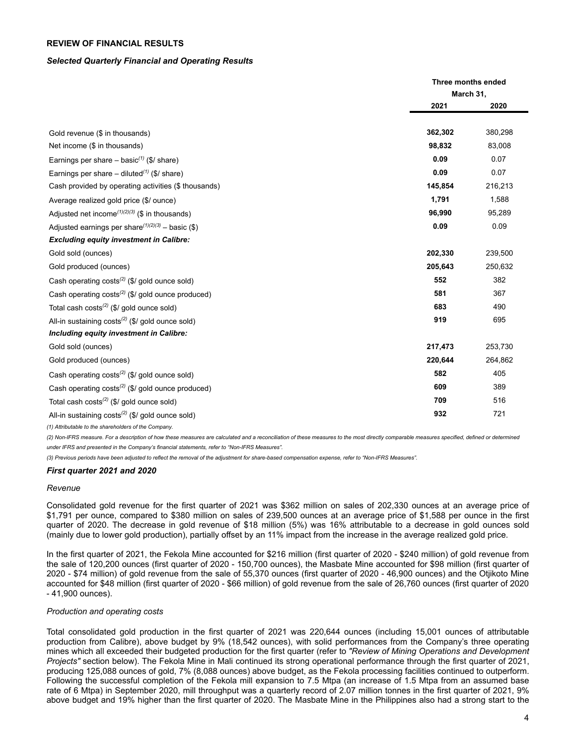## REVIEW OF FINANCIAL RESULTS

### *Selected Quarterly Financial and Operating Results*

| | Three months ended March 31, | |
|---|---|---|
| | **2021** | **2020** |
| Gold revenue ($ in thousands) | **362,302** | 380,298 |
| Net income ($ in thousands) | **98,832** | 83,008 |
| Earnings per share – basic[(1)] ($/ share) | **0.09** | 0.07 |
| Earnings per share – diluted[(1)] ($/ share) | **0.09** | 0.07 |
| Cash provided by operating activities ($ thousands) | **145,854** | 216,213 |
| Average realized gold price ($/ ounce) | **1,791** | 1,588 |
| Adjusted net income[(1)(2)(3)] ($ in thousands) | **96,990** | 95,289 |
| Adjusted earnings per share[(1)(2)(3)] – basic ($) | **0.09** | 0.09 |
| ***Excluding equity investment in Calibre:*** | | |
| Gold sold (ounces) | **202,330** | 239,500 |
| Gold produced (ounces) | **205,643** | 250,632 |
| Cash operating costs[(2)] ($/ gold ounce sold) | **552** | 382 |
| Cash operating costs[(2)] ($/ gold ounce produced) | **581** | 367 |
| Total cash costs[(2)] ($/ gold ounce sold) | **683** | 490 |
| All-in sustaining costs[(2)] ($/ gold ounce sold) | **919** | 695 |
| ***Including equity investment in Calibre:*** | | |
| Gold sold (ounces) | **217,473** | 253,730 |
| Gold produced (ounces) | **220,644** | 264,862 |
| Cash operating costs[(2)] ($/ gold ounce sold) | **582** | 405 |
| Cash operating costs[(2)] ($/ gold ounce produced) | **609** | 389 |
| Total cash costs[(2)] ($/ gold ounce sold) | **709** | 516 |
| All-in sustaining costs[(2)] ($/ gold ounce sold) | **932** | 721 |

*(1) Attributable to the shareholders of the Company.*

*(2) Non-IFRS measure. For a description of how these measures are calculated and a reconciliation of these measures to the most directly comparable measures specified, defined or determined under IFRS and presented in the Company's financial statements, refer to "Non-IFRS Measures".*

*(3) Previous periods have been adjusted to reflect the removal of the adjustment for share-based compensation expense, refer to "Non-IFRS Measures".*

### *First quarter 2021 and 2020*

*Revenue*

Consolidated gold revenue for the first quarter of 2021 was $362 million on sales of 202,330 ounces at an average price of $1,791 per ounce, compared to $380 million on sales of 239,500 ounces at an average price of $1,588 per ounce in the first quarter of 2020. The decrease in gold revenue of $18 million (5%) was 16% attributable to a decrease in gold ounces sold (mainly due to lower gold production), partially offset by an 11% impact from the increase in the average realized gold price.

In the first quarter of 2021, the Fekola Mine accounted for $216 million (first quarter of 2020 - $240 million) of gold revenue from the sale of 120,200 ounces (first quarter of 2020 - 150,700 ounces), the Masbate Mine accounted for $98 million (first quarter of 2020 - $74 million) of gold revenue from the sale of 55,370 ounces (first quarter of 2020 - 46,900 ounces) and the Otjikoto Mine accounted for $48 million (first quarter of 2020 - $66 million) of gold revenue from the sale of 26,760 ounces (first quarter of 2020 - 41,900 ounces).

*Production and operating costs*

Total consolidated gold production in the first quarter of 2021 was 220,644 ounces (including 15,001 ounces of attributable production from Calibre), above budget by 9% (18,542 ounces), with solid performances from the Company's three operating mines which all exceeded their budgeted production for the first quarter (refer to *"Review of Mining Operations and Development Projects"* section below). The Fekola Mine in Mali continued its strong operational performance through the first quarter of 2021, producing 125,088 ounces of gold, 7% (8,088 ounces) above budget, as the Fekola processing facilities continued to outperform. Following the successful completion of the Fekola mill expansion to 7.5 Mtpa (an increase of 1.5 Mtpa from an assumed base rate of 6 Mtpa) in September 2020, mill throughput was a quarterly record of 2.07 million tonnes in the first quarter of 2021, 9% above budget and 19% higher than the first quarter of 2020. The Masbate Mine in the Philippines also had a strong start to the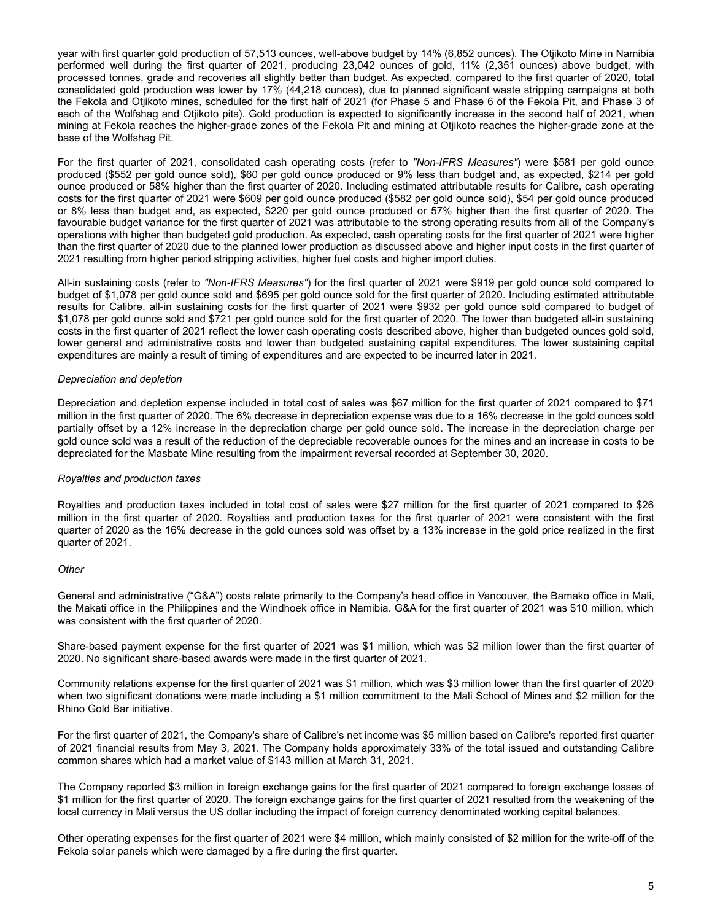year with first quarter gold production of 57,513 ounces, well-above budget by 14% (6,852 ounces). The Otjikoto Mine in Namibia performed well during the first quarter of 2021, producing 23,042 ounces of gold, 11% (2,351 ounces) above budget, with processed tonnes, grade and recoveries all slightly better than budget. As expected, compared to the first quarter of 2020, total consolidated gold production was lower by 17% (44,218 ounces), due to planned significant waste stripping campaigns at both the Fekola and Otjikoto mines, scheduled for the first half of 2021 (for Phase 5 and Phase 6 of the Fekola Pit, and Phase 3 of each of the Wolfshag and Otjikoto pits). Gold production is expected to significantly increase in the second half of 2021, when mining at Fekola reaches the higher-grade zones of the Fekola Pit and mining at Otjikoto reaches the higher-grade zone at the base of the Wolfshag Pit.

For the first quarter of 2021, consolidated cash operating costs (refer to *"Non-IFRS Measures"*) were $581 per gold ounce produced ($552 per gold ounce sold), $60 per gold ounce produced or 9% less than budget and, as expected, $214 per gold ounce produced or 58% higher than the first quarter of 2020. Including estimated attributable results for Calibre, cash operating costs for the first quarter of 2021 were $609 per gold ounce produced ($582 per gold ounce sold), $54 per gold ounce produced or 8% less than budget and, as expected, $220 per gold ounce produced or 57% higher than the first quarter of 2020. The favourable budget variance for the first quarter of 2021 was attributable to the strong operating results from all of the Company's operations with higher than budgeted gold production. As expected, cash operating costs for the first quarter of 2021 were higher than the first quarter of 2020 due to the planned lower production as discussed above and higher input costs in the first quarter of 2021 resulting from higher period stripping activities, higher fuel costs and higher import duties.

All-in sustaining costs (refer to *"Non-IFRS Measures"*) for the first quarter of 2021 were $919 per gold ounce sold compared to budget of $1,078 per gold ounce sold and $695 per gold ounce sold for the first quarter of 2020. Including estimated attributable results for Calibre, all-in sustaining costs for the first quarter of 2021 were $932 per gold ounce sold compared to budget of $1,078 per gold ounce sold and $721 per gold ounce sold for the first quarter of 2020. The lower than budgeted all-in sustaining costs in the first quarter of 2021 reflect the lower cash operating costs described above, higher than budgeted ounces gold sold, lower general and administrative costs and lower than budgeted sustaining capital expenditures. The lower sustaining capital expenditures are mainly a result of timing of expenditures and are expected to be incurred later in 2021.

*Depreciation and depletion*

Depreciation and depletion expense included in total cost of sales was $67 million for the first quarter of 2021 compared to $71 million in the first quarter of 2020. The 6% decrease in depreciation expense was due to a 16% decrease in the gold ounces sold partially offset by a 12% increase in the depreciation charge per gold ounce sold. The increase in the depreciation charge per gold ounce sold was a result of the reduction of the depreciable recoverable ounces for the mines and an increase in costs to be depreciated for the Masbate Mine resulting from the impairment reversal recorded at September 30, 2020.

*Royalties and production taxes*

Royalties and production taxes included in total cost of sales were $27 million for the first quarter of 2021 compared to $26 million in the first quarter of 2020. Royalties and production taxes for the first quarter of 2021 were consistent with the first quarter of 2020 as the 16% decrease in the gold ounces sold was offset by a 13% increase in the gold price realized in the first quarter of 2021.

*Other*

General and administrative ("G&A") costs relate primarily to the Company's head office in Vancouver, the Bamako office in Mali, the Makati office in the Philippines and the Windhoek office in Namibia. G&A for the first quarter of 2021 was $10 million, which was consistent with the first quarter of 2020.

Share-based payment expense for the first quarter of 2021 was $1 million, which was $2 million lower than the first quarter of 2020. No significant share-based awards were made in the first quarter of 2021.

Community relations expense for the first quarter of 2021 was $1 million, which was $3 million lower than the first quarter of 2020 when two significant donations were made including a $1 million commitment to the Mali School of Mines and $2 million for the Rhino Gold Bar initiative.

For the first quarter of 2021, the Company's share of Calibre's net income was $5 million based on Calibre's reported first quarter of 2021 financial results from May 3, 2021. The Company holds approximately 33% of the total issued and outstanding Calibre common shares which had a market value of $143 million at March 31, 2021.

The Company reported $3 million in foreign exchange gains for the first quarter of 2021 compared to foreign exchange losses of $1 million for the first quarter of 2020. The foreign exchange gains for the first quarter of 2021 resulted from the weakening of the local currency in Mali versus the US dollar including the impact of foreign currency denominated working capital balances.

Other operating expenses for the first quarter of 2021 were $4 million, which mainly consisted of $2 million for the write-off of the Fekola solar panels which were damaged by a fire during the first quarter.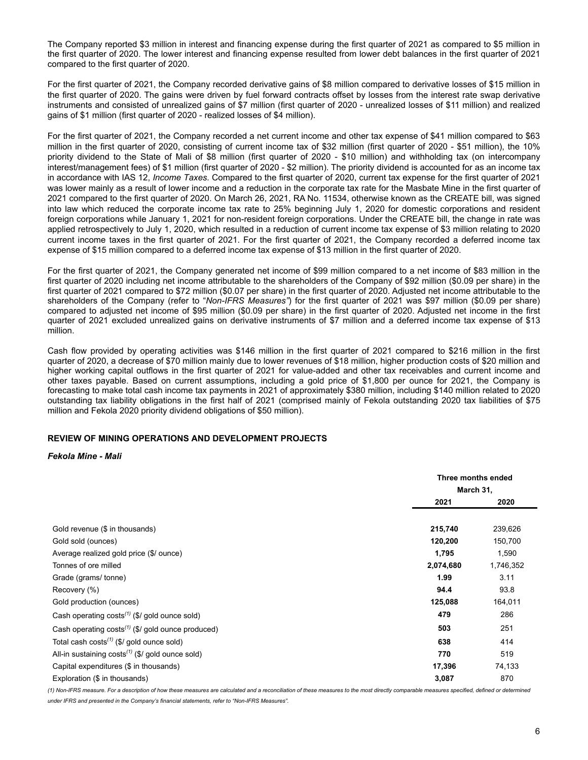The Company reported $3 million in interest and financing expense during the first quarter of 2021 as compared to $5 million in the first quarter of 2020. The lower interest and financing expense resulted from lower debt balances in the first quarter of 2021 compared to the first quarter of 2020.

For the first quarter of 2021, the Company recorded derivative gains of $8 million compared to derivative losses of $15 million in the first quarter of 2020. The gains were driven by fuel forward contracts offset by losses from the interest rate swap derivative instruments and consisted of unrealized gains of $7 million (first quarter of 2020 - unrealized losses of $11 million) and realized gains of $1 million (first quarter of 2020 - realized losses of $4 million).

For the first quarter of 2021, the Company recorded a net current income and other tax expense of $41 million compared to $63 million in the first quarter of 2020, consisting of current income tax of $32 million (first quarter of 2020 - $51 million), the 10% priority dividend to the State of Mali of $8 million (first quarter of 2020 - $10 million) and withholding tax (on intercompany interest/management fees) of $1 million (first quarter of 2020 - $2 million). The priority dividend is accounted for as an income tax in accordance with IAS 12, *Income Taxes.* Compared to the first quarter of 2020, current tax expense for the first quarter of 2021 was lower mainly as a result of lower income and a reduction in the corporate tax rate for the Masbate Mine in the first quarter of 2021 compared to the first quarter of 2020. On March 26, 2021, RA No. 11534, otherwise known as the CREATE bill, was signed into law which reduced the corporate income tax rate to 25% beginning July 1, 2020 for domestic corporations and resident foreign corporations while January 1, 2021 for non-resident foreign corporations. Under the CREATE bill, the change in rate was applied retrospectively to July 1, 2020, which resulted in a reduction of current income tax expense of $3 million relating to 2020 current income taxes in the first quarter of 2021. For the first quarter of 2021, the Company recorded a deferred income tax expense of $15 million compared to a deferred income tax expense of $13 million in the first quarter of 2020.

For the first quarter of 2021, the Company generated net income of $99 million compared to a net income of $83 million in the first quarter of 2020 including net income attributable to the shareholders of the Company of $92 million ($0.09 per share) in the first quarter of 2021 compared to $72 million ($0.07 per share) in the first quarter of 2020. Adjusted net income attributable to the shareholders of the Company (refer to "*Non-IFRS Measures"*) for the first quarter of 2021 was $97 million ($0.09 per share) compared to adjusted net income of $95 million ($0.09 per share) in the first quarter of 2020. Adjusted net income in the first quarter of 2021 excluded unrealized gains on derivative instruments of $7 million and a deferred income tax expense of $13 million.

Cash flow provided by operating activities was $146 million in the first quarter of 2021 compared to $216 million in the first quarter of 2020, a decrease of $70 million mainly due to lower revenues of $18 million, higher production costs of $20 million and higher working capital outflows in the first quarter of 2021 for value-added and other tax receivables and current income and other taxes payable. Based on current assumptions, including a gold price of $1,800 per ounce for 2021, the Company is forecasting to make total cash income tax payments in 2021 of approximately $380 million, including $140 million related to 2020 outstanding tax liability obligations in the first half of 2021 (comprised mainly of Fekola outstanding 2020 tax liabilities of $75 million and Fekola 2020 priority dividend obligations of $50 million).

## REVIEW OF MINING OPERATIONS AND DEVELOPMENT PROJECTS

### *Fekola Mine - Mali*

| | Three months ended March 31, 2021 | Three months ended March 31, 2020 |
|---|---|---|
| Gold revenue ($ in thousands) | **215,740** | 239,626 |
| Gold sold (ounces) | **120,200** | 150,700 |
| Average realized gold price ($/ ounce) | **1,795** | 1,590 |
| Tonnes of ore milled | **2,074,680** | 1,746,352 |
| Grade (grams/ tonne) | **1.99** | 3.11 |
| Recovery (%) | **94.4** | 93.8 |
| Gold production (ounces) | **125,088** | 164,011 |
| Cash operating costs[(1)] ($/ gold ounce sold) | **479** | 286 |
| Cash operating costs[(1)] ($/ gold ounce produced) | **503** | 251 |
| Total cash costs[(1)] ($/ gold ounce sold) | **638** | 414 |
| All-in sustaining costs[(1)] ($/ gold ounce sold) | **770** | 519 |
| Capital expenditures ($ in thousands) | **17,396** | 74,133 |
| Exploration ($ in thousands) | **3,087** | 870 |

*(1) Non-IFRS measure. For a description of how these measures are calculated and a reconciliation of these measures to the most directly comparable measures specified, defined or determined under IFRS and presented in the Company's financial statements, refer to "Non-IFRS Measures".*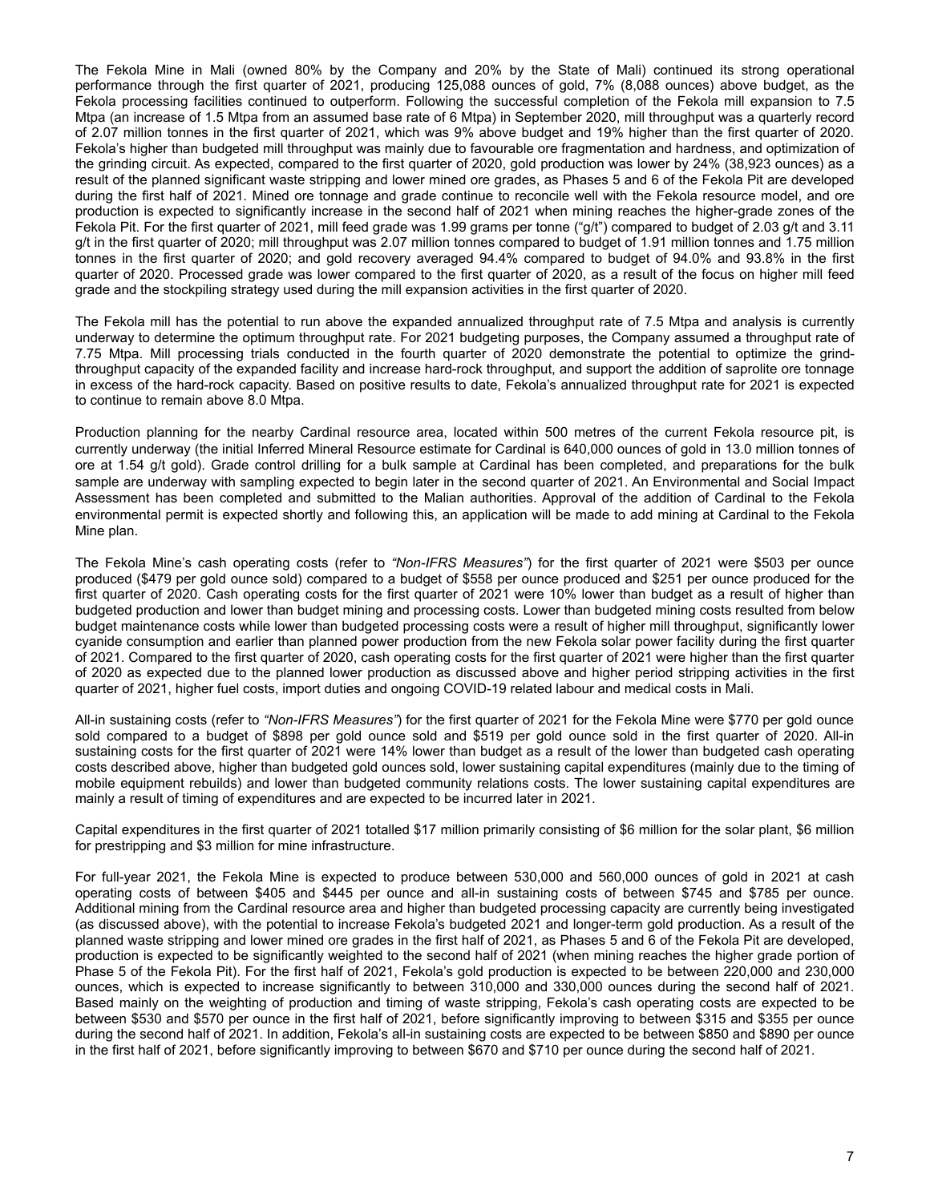The Fekola Mine in Mali (owned 80% by the Company and 20% by the State of Mali) continued its strong operational performance through the first quarter of 2021, producing 125,088 ounces of gold, 7% (8,088 ounces) above budget, as the Fekola processing facilities continued to outperform. Following the successful completion of the Fekola mill expansion to 7.5 Mtpa (an increase of 1.5 Mtpa from an assumed base rate of 6 Mtpa) in September 2020, mill throughput was a quarterly record of 2.07 million tonnes in the first quarter of 2021, which was 9% above budget and 19% higher than the first quarter of 2020. Fekola's higher than budgeted mill throughput was mainly due to favourable ore fragmentation and hardness, and optimization of the grinding circuit. As expected, compared to the first quarter of 2020, gold production was lower by 24% (38,923 ounces) as a result of the planned significant waste stripping and lower mined ore grades, as Phases 5 and 6 of the Fekola Pit are developed during the first half of 2021. Mined ore tonnage and grade continue to reconcile well with the Fekola resource model, and ore production is expected to significantly increase in the second half of 2021 when mining reaches the higher-grade zones of the Fekola Pit. For the first quarter of 2021, mill feed grade was 1.99 grams per tonne ("g/t") compared to budget of 2.03 g/t and 3.11 g/t in the first quarter of 2020; mill throughput was 2.07 million tonnes compared to budget of 1.91 million tonnes and 1.75 million tonnes in the first quarter of 2020; and gold recovery averaged 94.4% compared to budget of 94.0% and 93.8% in the first quarter of 2020. Processed grade was lower compared to the first quarter of 2020, as a result of the focus on higher mill feed grade and the stockpiling strategy used during the mill expansion activities in the first quarter of 2020.

The Fekola mill has the potential to run above the expanded annualized throughput rate of 7.5 Mtpa and analysis is currently underway to determine the optimum throughput rate. For 2021 budgeting purposes, the Company assumed a throughput rate of 7.75 Mtpa. Mill processing trials conducted in the fourth quarter of 2020 demonstrate the potential to optimize the grind-throughput capacity of the expanded facility and increase hard-rock throughput, and support the addition of saprolite ore tonnage in excess of the hard-rock capacity. Based on positive results to date, Fekola's annualized throughput rate for 2021 is expected to continue to remain above 8.0 Mtpa.

Production planning for the nearby Cardinal resource area, located within 500 metres of the current Fekola resource pit, is currently underway (the initial Inferred Mineral Resource estimate for Cardinal is 640,000 ounces of gold in 13.0 million tonnes of ore at 1.54 g/t gold). Grade control drilling for a bulk sample at Cardinal has been completed, and preparations for the bulk sample are underway with sampling expected to begin later in the second quarter of 2021. An Environmental and Social Impact Assessment has been completed and submitted to the Malian authorities. Approval of the addition of Cardinal to the Fekola environmental permit is expected shortly and following this, an application will be made to add mining at Cardinal to the Fekola Mine plan.

The Fekola Mine's cash operating costs (refer to *"Non-IFRS Measures"*) for the first quarter of 2021 were $503 per ounce produced ($479 per gold ounce sold) compared to a budget of $558 per ounce produced and $251 per ounce produced for the first quarter of 2020. Cash operating costs for the first quarter of 2021 were 10% lower than budget as a result of higher than budgeted production and lower than budget mining and processing costs. Lower than budgeted mining costs resulted from below budget maintenance costs while lower than budgeted processing costs were a result of higher mill throughput, significantly lower cyanide consumption and earlier than planned power production from the new Fekola solar power facility during the first quarter of 2021. Compared to the first quarter of 2020, cash operating costs for the first quarter of 2021 were higher than the first quarter of 2020 as expected due to the planned lower production as discussed above and higher period stripping activities in the first quarter of 2021, higher fuel costs, import duties and ongoing COVID-19 related labour and medical costs in Mali.

All-in sustaining costs (refer to *"Non-IFRS Measures"*) for the first quarter of 2021 for the Fekola Mine were $770 per gold ounce sold compared to a budget of $898 per gold ounce sold and $519 per gold ounce sold in the first quarter of 2020. All-in sustaining costs for the first quarter of 2021 were 14% lower than budget as a result of the lower than budgeted cash operating costs described above, higher than budgeted gold ounces sold, lower sustaining capital expenditures (mainly due to the timing of mobile equipment rebuilds) and lower than budgeted community relations costs. The lower sustaining capital expenditures are mainly a result of timing of expenditures and are expected to be incurred later in 2021.

Capital expenditures in the first quarter of 2021 totalled $17 million primarily consisting of $6 million for the solar plant, $6 million for prestripping and $3 million for mine infrastructure.

For full-year 2021, the Fekola Mine is expected to produce between 530,000 and 560,000 ounces of gold in 2021 at cash operating costs of between $405 and $445 per ounce and all-in sustaining costs of between $745 and $785 per ounce. Additional mining from the Cardinal resource area and higher than budgeted processing capacity are currently being investigated (as discussed above), with the potential to increase Fekola's budgeted 2021 and longer-term gold production. As a result of the planned waste stripping and lower mined ore grades in the first half of 2021, as Phases 5 and 6 of the Fekola Pit are developed, production is expected to be significantly weighted to the second half of 2021 (when mining reaches the higher grade portion of Phase 5 of the Fekola Pit). For the first half of 2021, Fekola's gold production is expected to be between 220,000 and 230,000 ounces, which is expected to increase significantly to between 310,000 and 330,000 ounces during the second half of 2021. Based mainly on the weighting of production and timing of waste stripping, Fekola's cash operating costs are expected to be between $530 and $570 per ounce in the first half of 2021, before significantly improving to between $315 and $355 per ounce during the second half of 2021. In addition, Fekola's all-in sustaining costs are expected to be between $850 and $890 per ounce in the first half of 2021, before significantly improving to between $670 and $710 per ounce during the second half of 2021.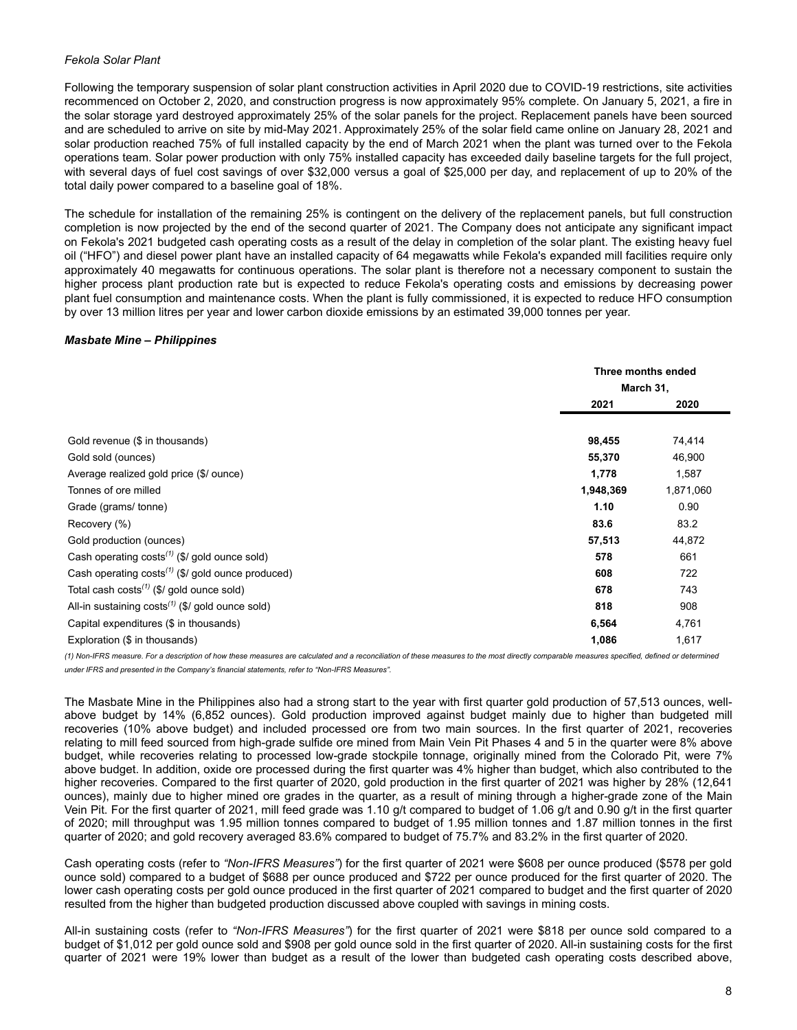*Fekola Solar Plant*

Following the temporary suspension of solar plant construction activities in April 2020 due to COVID-19 restrictions, site activities recommenced on October 2, 2020, and construction progress is now approximately 95% complete. On January 5, 2021, a fire in the solar storage yard destroyed approximately 25% of the solar panels for the project. Replacement panels have been sourced and are scheduled to arrive on site by mid-May 2021. Approximately 25% of the solar field came online on January 28, 2021 and solar production reached 75% of full installed capacity by the end of March 2021 when the plant was turned over to the Fekola operations team. Solar power production with only 75% installed capacity has exceeded daily baseline targets for the full project, with several days of fuel cost savings of over $32,000 versus a goal of $25,000 per day, and replacement of up to 20% of the total daily power compared to a baseline goal of 18%.

The schedule for installation of the remaining 25% is contingent on the delivery of the replacement panels, but full construction completion is now projected by the end of the second quarter of 2021. The Company does not anticipate any significant impact on Fekola's 2021 budgeted cash operating costs as a result of the delay in completion of the solar plant. The existing heavy fuel oil ("HFO") and diesel power plant have an installed capacity of 64 megawatts while Fekola's expanded mill facilities require only approximately 40 megawatts for continuous operations. The solar plant is therefore not a necessary component to sustain the higher process plant production rate but is expected to reduce Fekola's operating costs and emissions by decreasing power plant fuel consumption and maintenance costs. When the plant is fully commissioned, it is expected to reduce HFO consumption by over 13 million litres per year and lower carbon dioxide emissions by an estimated 39,000 tonnes per year.

***Masbate Mine – Philippines***

| | Three months ended March 31, | |
|---|---|---|
| | **2021** | **2020** |
| Gold revenue ($ in thousands) | **98,455** | 74,414 |
| Gold sold (ounces) | **55,370** | 46,900 |
| Average realized gold price ($/ ounce) | **1,778** | 1,587 |
| Tonnes of ore milled | **1,948,369** | 1,871,060 |
| Grade (grams/ tonne) | **1.10** | 0.90 |
| Recovery (%) | **83.6** | 83.2 |
| Gold production (ounces) | **57,513** | 44,872 |
| Cash operating costs(1) ($/ gold ounce sold) | **578** | 661 |
| Cash operating costs(1) ($/ gold ounce produced) | **608** | 722 |
| Total cash costs(1) ($/ gold ounce sold) | **678** | 743 |
| All-in sustaining costs(1) ($/ gold ounce sold) | **818** | 908 |
| Capital expenditures ($ in thousands) | **6,564** | 4,761 |
| Exploration ($ in thousands) | **1,086** | 1,617 |

*(1) Non-IFRS measure. For a description of how these measures are calculated and a reconciliation of these measures to the most directly comparable measures specified, defined or determined under IFRS and presented in the Company's financial statements, refer to "Non-IFRS Measures".*

The Masbate Mine in the Philippines also had a strong start to the year with first quarter gold production of 57,513 ounces, well-above budget by 14% (6,852 ounces). Gold production improved against budget mainly due to higher than budgeted mill recoveries (10% above budget) and included processed ore from two main sources. In the first quarter of 2021, recoveries relating to mill feed sourced from high-grade sulfide ore mined from Main Vein Pit Phases 4 and 5 in the quarter were 8% above budget, while recoveries relating to processed low-grade stockpile tonnage, originally mined from the Colorado Pit, were 7% above budget. In addition, oxide ore processed during the first quarter was 4% higher than budget, which also contributed to the higher recoveries. Compared to the first quarter of 2020, gold production in the first quarter of 2021 was higher by 28% (12,641 ounces), mainly due to higher mined ore grades in the quarter, as a result of mining through a higher-grade zone of the Main Vein Pit. For the first quarter of 2021, mill feed grade was 1.10 g/t compared to budget of 1.06 g/t and 0.90 g/t in the first quarter of 2020; mill throughput was 1.95 million tonnes compared to budget of 1.95 million tonnes and 1.87 million tonnes in the first quarter of 2020; and gold recovery averaged 83.6% compared to budget of 75.7% and 83.2% in the first quarter of 2020.

Cash operating costs (refer to *"Non-IFRS Measures"*) for the first quarter of 2021 were $608 per ounce produced ($578 per gold ounce sold) compared to a budget of $688 per ounce produced and $722 per ounce produced for the first quarter of 2020. The lower cash operating costs per gold ounce produced in the first quarter of 2021 compared to budget and the first quarter of 2020 resulted from the higher than budgeted production discussed above coupled with savings in mining costs.

All-in sustaining costs (refer to *"Non-IFRS Measures"*) for the first quarter of 2021 were $818 per ounce sold compared to a budget of $1,012 per gold ounce sold and $908 per gold ounce sold in the first quarter of 2020. All-in sustaining costs for the first quarter of 2021 were 19% lower than budget as a result of the lower than budgeted cash operating costs described above,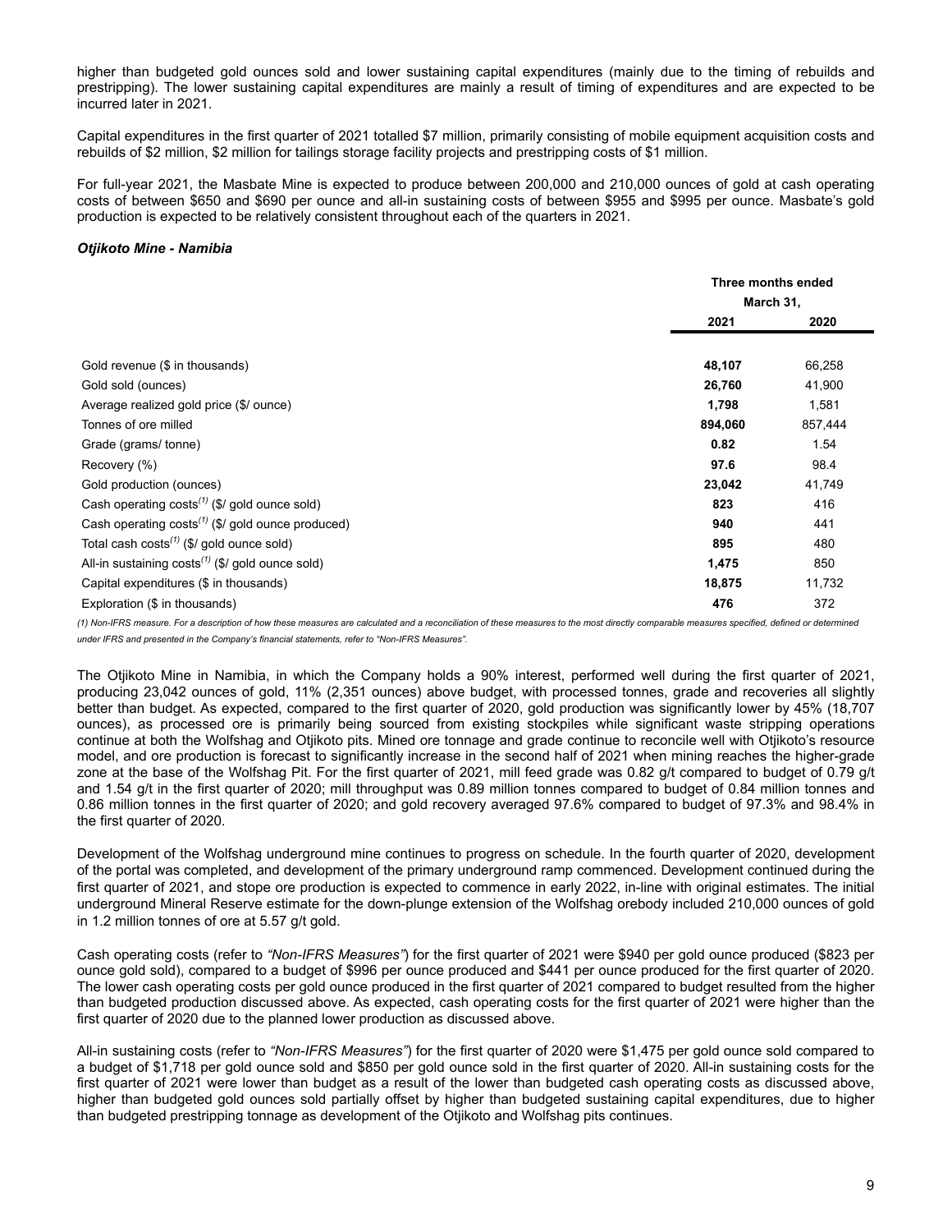higher than budgeted gold ounces sold and lower sustaining capital expenditures (mainly due to the timing of rebuilds and prestripping). The lower sustaining capital expenditures are mainly a result of timing of expenditures and are expected to be incurred later in 2021.

Capital expenditures in the first quarter of 2021 totalled $7 million, primarily consisting of mobile equipment acquisition costs and rebuilds of $2 million, $2 million for tailings storage facility projects and prestripping costs of $1 million.

For full-year 2021, the Masbate Mine is expected to produce between 200,000 and 210,000 ounces of gold at cash operating costs of between $650 and $690 per ounce and all-in sustaining costs of between $955 and $995 per ounce. Masbate's gold production is expected to be relatively consistent throughout each of the quarters in 2021.

***Otjikoto Mine - Namibia***

| | Three months ended March 31, | |
|---|---|---|
| | **2021** | **2020** |
| Gold revenue ($ in thousands) | **48,107** | 66,258 |
| Gold sold (ounces) | **26,760** | 41,900 |
| Average realized gold price ($/ ounce) | **1,798** | 1,581 |
| Tonnes of ore milled | **894,060** | 857,444 |
| Grade (grams/ tonne) | **0.82** | 1.54 |
| Recovery (%) | **97.6** | 98.4 |
| Gold production (ounces) | **23,042** | 41,749 |
| Cash operating costs[(1)] ($/ gold ounce sold) | **823** | 416 |
| Cash operating costs[(1)] ($/ gold ounce produced) | **940** | 441 |
| Total cash costs[(1)] ($/ gold ounce sold) | **895** | 480 |
| All-in sustaining costs[(1)] ($/ gold ounce sold) | **1,475** | 850 |
| Capital expenditures ($ in thousands) | **18,875** | 11,732 |
| Exploration ($ in thousands) | **476** | 372 |

*(1) Non-IFRS measure. For a description of how these measures are calculated and a reconciliation of these measures to the most directly comparable measures specified, defined or determined under IFRS and presented in the Company's financial statements, refer to "Non-IFRS Measures".*

The Otjikoto Mine in Namibia, in which the Company holds a 90% interest, performed well during the first quarter of 2021, producing 23,042 ounces of gold, 11% (2,351 ounces) above budget, with processed tonnes, grade and recoveries all slightly better than budget. As expected, compared to the first quarter of 2020, gold production was significantly lower by 45% (18,707 ounces), as processed ore is primarily being sourced from existing stockpiles while significant waste stripping operations continue at both the Wolfshag and Otjikoto pits. Mined ore tonnage and grade continue to reconcile well with Otjikoto's resource model, and ore production is forecast to significantly increase in the second half of 2021 when mining reaches the higher-grade zone at the base of the Wolfshag Pit. For the first quarter of 2021, mill feed grade was 0.82 g/t compared to budget of 0.79 g/t and 1.54 g/t in the first quarter of 2020; mill throughput was 0.89 million tonnes compared to budget of 0.84 million tonnes and 0.86 million tonnes in the first quarter of 2020; and gold recovery averaged 97.6% compared to budget of 97.3% and 98.4% in the first quarter of 2020.

Development of the Wolfshag underground mine continues to progress on schedule. In the fourth quarter of 2020, development of the portal was completed, and development of the primary underground ramp commenced. Development continued during the first quarter of 2021, and stope ore production is expected to commence in early 2022, in-line with original estimates. The initial underground Mineral Reserve estimate for the down-plunge extension of the Wolfshag orebody included 210,000 ounces of gold in 1.2 million tonnes of ore at 5.57 g/t gold.

Cash operating costs (refer to *"Non-IFRS Measures"*) for the first quarter of 2021 were $940 per gold ounce produced ($823 per ounce gold sold), compared to a budget of $996 per ounce produced and $441 per ounce produced for the first quarter of 2020. The lower cash operating costs per gold ounce produced in the first quarter of 2021 compared to budget resulted from the higher than budgeted production discussed above. As expected, cash operating costs for the first quarter of 2021 were higher than the first quarter of 2020 due to the planned lower production as discussed above.

All-in sustaining costs (refer to *"Non-IFRS Measures"*) for the first quarter of 2020 were $1,475 per gold ounce sold compared to a budget of $1,718 per gold ounce sold and $850 per gold ounce sold in the first quarter of 2020. All-in sustaining costs for the first quarter of 2021 were lower than budget as a result of the lower than budgeted cash operating costs as discussed above, higher than budgeted gold ounces sold partially offset by higher than budgeted sustaining capital expenditures, due to higher than budgeted prestripping tonnage as development of the Otjikoto and Wolfshag pits continues.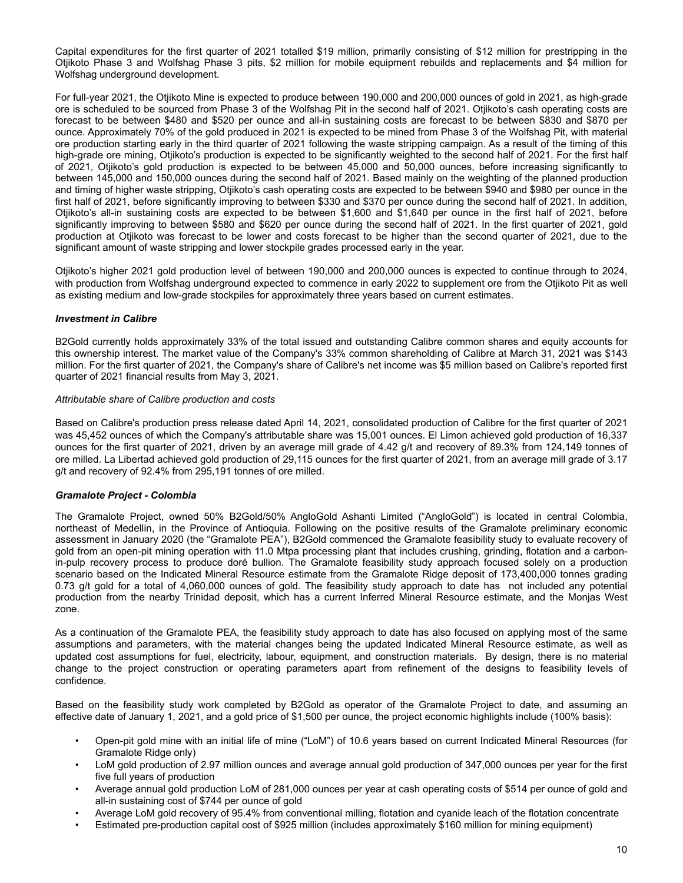Capital expenditures for the first quarter of 2021 totalled $19 million, primarily consisting of $12 million for prestripping in the Otjikoto Phase 3 and Wolfshag Phase 3 pits, $2 million for mobile equipment rebuilds and replacements and $4 million for Wolfshag underground development.

For full-year 2021, the Otjikoto Mine is expected to produce between 190,000 and 200,000 ounces of gold in 2021, as high-grade ore is scheduled to be sourced from Phase 3 of the Wolfshag Pit in the second half of 2021. Otjikoto's cash operating costs are forecast to be between $480 and $520 per ounce and all-in sustaining costs are forecast to be between $830 and $870 per ounce. Approximately 70% of the gold produced in 2021 is expected to be mined from Phase 3 of the Wolfshag Pit, with material ore production starting early in the third quarter of 2021 following the waste stripping campaign. As a result of the timing of this high-grade ore mining, Otjikoto's production is expected to be significantly weighted to the second half of 2021. For the first half of 2021, Otjikoto's gold production is expected to be between 45,000 and 50,000 ounces, before increasing significantly to between 145,000 and 150,000 ounces during the second half of 2021. Based mainly on the weighting of the planned production and timing of higher waste stripping, Otjikoto's cash operating costs are expected to be between $940 and $980 per ounce in the first half of 2021, before significantly improving to between $330 and $370 per ounce during the second half of 2021. In addition, Otjikoto's all-in sustaining costs are expected to be between $1,600 and $1,640 per ounce in the first half of 2021, before significantly improving to between $580 and $620 per ounce during the second half of 2021. In the first quarter of 2021, gold production at Otjikoto was forecast to be lower and costs forecast to be higher than the second quarter of 2021, due to the significant amount of waste stripping and lower stockpile grades processed early in the year.

Otjikoto's higher 2021 gold production level of between 190,000 and 200,000 ounces is expected to continue through to 2024, with production from Wolfshag underground expected to commence in early 2022 to supplement ore from the Otjikoto Pit as well as existing medium and low-grade stockpiles for approximately three years based on current estimates.

***Investment in Calibre***

B2Gold currently holds approximately 33% of the total issued and outstanding Calibre common shares and equity accounts for this ownership interest. The market value of the Company's 33% common shareholding of Calibre at March 31, 2021 was $143 million. For the first quarter of 2021, the Company's share of Calibre's net income was $5 million based on Calibre's reported first quarter of 2021 financial results from May 3, 2021.

*Attributable share of Calibre production and costs*

Based on Calibre's production press release dated April 14, 2021, consolidated production of Calibre for the first quarter of 2021 was 45,452 ounces of which the Company's attributable share was 15,001 ounces. El Limon achieved gold production of 16,337 ounces for the first quarter of 2021, driven by an average mill grade of 4.42 g/t and recovery of 89.3% from 124,149 tonnes of ore milled. La Libertad achieved gold production of 29,115 ounces for the first quarter of 2021, from an average mill grade of 3.17 g/t and recovery of 92.4% from 295,191 tonnes of ore milled.

***Gramalote Project - Colombia***

The Gramalote Project, owned 50% B2Gold/50% AngloGold Ashanti Limited ("AngloGold") is located in central Colombia, northeast of Medellin, in the Province of Antioquia. Following on the positive results of the Gramalote preliminary economic assessment in January 2020 (the "Gramalote PEA"), B2Gold commenced the Gramalote feasibility study to evaluate recovery of gold from an open-pit mining operation with 11.0 Mtpa processing plant that includes crushing, grinding, flotation and a carbon-in-pulp recovery process to produce doré bullion. The Gramalote feasibility study approach focused solely on a production scenario based on the Indicated Mineral Resource estimate from the Gramalote Ridge deposit of 173,400,000 tonnes grading 0.73 g/t gold for a total of 4,060,000 ounces of gold. The feasibility study approach to date has not included any potential production from the nearby Trinidad deposit, which has a current Inferred Mineral Resource estimate, and the Monjas West zone.

As a continuation of the Gramalote PEA, the feasibility study approach to date has also focused on applying most of the same assumptions and parameters, with the material changes being the updated Indicated Mineral Resource estimate, as well as updated cost assumptions for fuel, electricity, labour, equipment, and construction materials. By design, there is no material change to the project construction or operating parameters apart from refinement of the designs to feasibility levels of confidence.

Based on the feasibility study work completed by B2Gold as operator of the Gramalote Project to date, and assuming an effective date of January 1, 2021, and a gold price of $1,500 per ounce, the project economic highlights include (100% basis):

- Open-pit gold mine with an initial life of mine ("LoM") of 10.6 years based on current Indicated Mineral Resources (for Gramalote Ridge only)
- LoM gold production of 2.97 million ounces and average annual gold production of 347,000 ounces per year for the first five full years of production
- Average annual gold production LoM of 281,000 ounces per year at cash operating costs of $514 per ounce of gold and all-in sustaining cost of $744 per ounce of gold
- Average LoM gold recovery of 95.4% from conventional milling, flotation and cyanide leach of the flotation concentrate
- Estimated pre-production capital cost of $925 million (includes approximately $160 million for mining equipment)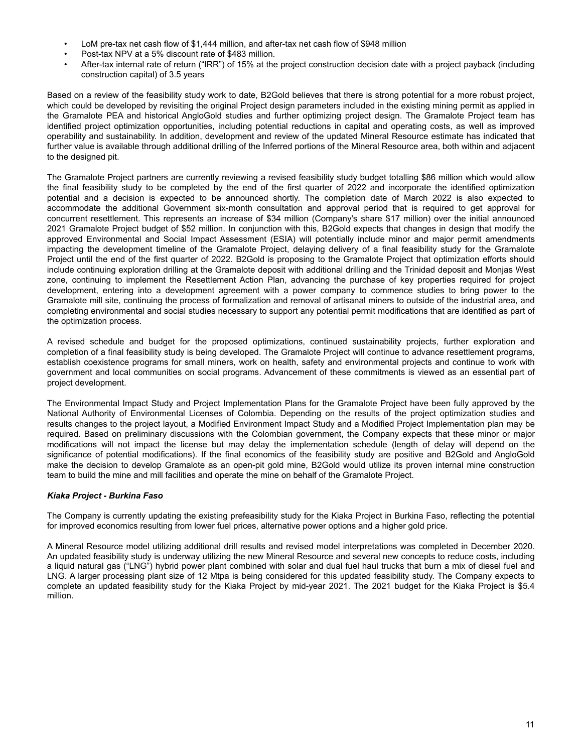- LoM pre-tax net cash flow of $1,444 million, and after-tax net cash flow of $948 million
- Post-tax NPV at a 5% discount rate of $483 million.
- After-tax internal rate of return ("IRR") of 15% at the project construction decision date with a project payback (including construction capital) of 3.5 years

Based on a review of the feasibility study work to date, B2Gold believes that there is strong potential for a more robust project, which could be developed by revisiting the original Project design parameters included in the existing mining permit as applied in the Gramalote PEA and historical AngloGold studies and further optimizing project design. The Gramalote Project team has identified project optimization opportunities, including potential reductions in capital and operating costs, as well as improved operability and sustainability. In addition, development and review of the updated Mineral Resource estimate has indicated that further value is available through additional drilling of the Inferred portions of the Mineral Resource area, both within and adjacent to the designed pit.

The Gramalote Project partners are currently reviewing a revised feasibility study budget totalling $86 million which would allow the final feasibility study to be completed by the end of the first quarter of 2022 and incorporate the identified optimization potential and a decision is expected to be announced shortly. The completion date of March 2022 is also expected to accommodate the additional Government six-month consultation and approval period that is required to get approval for concurrent resettlement. This represents an increase of $34 million (Company's share $17 million) over the initial announced 2021 Gramalote Project budget of $52 million. In conjunction with this, B2Gold expects that changes in design that modify the approved Environmental and Social Impact Assessment (ESIA) will potentially include minor and major permit amendments impacting the development timeline of the Gramalote Project, delaying delivery of a final feasibility study for the Gramalote Project until the end of the first quarter of 2022. B2Gold is proposing to the Gramalote Project that optimization efforts should include continuing exploration drilling at the Gramalote deposit with additional drilling and the Trinidad deposit and Monjas West zone, continuing to implement the Resettlement Action Plan, advancing the purchase of key properties required for project development, entering into a development agreement with a power company to commence studies to bring power to the Gramalote mill site, continuing the process of formalization and removal of artisanal miners to outside of the industrial area, and completing environmental and social studies necessary to support any potential permit modifications that are identified as part of the optimization process.

A revised schedule and budget for the proposed optimizations, continued sustainability projects, further exploration and completion of a final feasibility study is being developed. The Gramalote Project will continue to advance resettlement programs, establish coexistence programs for small miners, work on health, safety and environmental projects and continue to work with government and local communities on social programs. Advancement of these commitments is viewed as an essential part of project development.

The Environmental Impact Study and Project Implementation Plans for the Gramalote Project have been fully approved by the National Authority of Environmental Licenses of Colombia. Depending on the results of the project optimization studies and results changes to the project layout, a Modified Environment Impact Study and a Modified Project Implementation plan may be required. Based on preliminary discussions with the Colombian government, the Company expects that these minor or major modifications will not impact the license but may delay the implementation schedule (length of delay will depend on the significance of potential modifications). If the final economics of the feasibility study are positive and B2Gold and AngloGold make the decision to develop Gramalote as an open-pit gold mine, B2Gold would utilize its proven internal mine construction team to build the mine and mill facilities and operate the mine on behalf of the Gramalote Project.

***Kiaka Project - Burkina Faso***

The Company is currently updating the existing prefeasibility study for the Kiaka Project in Burkina Faso, reflecting the potential for improved economics resulting from lower fuel prices, alternative power options and a higher gold price.

A Mineral Resource model utilizing additional drill results and revised model interpretations was completed in December 2020. An updated feasibility study is underway utilizing the new Mineral Resource and several new concepts to reduce costs, including a liquid natural gas ("LNG") hybrid power plant combined with solar and dual fuel haul trucks that burn a mix of diesel fuel and LNG. A larger processing plant size of 12 Mtpa is being considered for this updated feasibility study. The Company expects to complete an updated feasibility study for the Kiaka Project by mid-year 2021. The 2021 budget for the Kiaka Project is $5.4 million.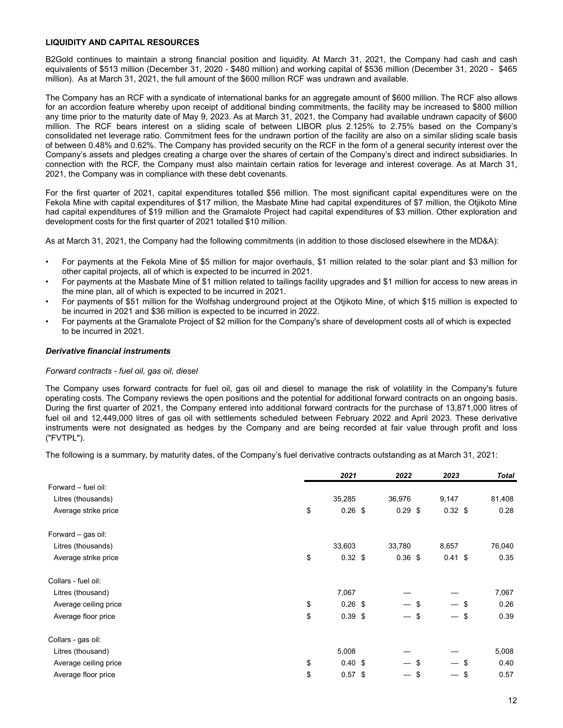**LIQUIDITY AND CAPITAL RESOURCES**

B2Gold continues to maintain a strong financial position and liquidity. At March 31, 2021, the Company had cash and cash equivalents of $513 million (December 31, 2020 - $480 million) and working capital of $536 million (December 31, 2020 - $465 million). As at March 31, 2021, the full amount of the $600 million RCF was undrawn and available.

The Company has an RCF with a syndicate of international banks for an aggregate amount of $600 million. The RCF also allows for an accordion feature whereby upon receipt of additional binding commitments, the facility may be increased to $800 million any time prior to the maturity date of May 9, 2023. As at March 31, 2021, the Company had available undrawn capacity of $600 million. The RCF bears interest on a sliding scale of between LIBOR plus 2.125% to 2.75% based on the Company's consolidated net leverage ratio. Commitment fees for the undrawn portion of the facility are also on a similar sliding scale basis of between 0.48% and 0.62%. The Company has provided security on the RCF in the form of a general security interest over the Company's assets and pledges creating a charge over the shares of certain of the Company's direct and indirect subsidiaries. In connection with the RCF, the Company must also maintain certain ratios for leverage and interest coverage. As at March 31, 2021, the Company was in compliance with these debt covenants.

For the first quarter of 2021, capital expenditures totalled $56 million. The most significant capital expenditures were on the Fekola Mine with capital expenditures of $17 million, the Masbate Mine had capital expenditures of $7 million, the Otjikoto Mine had capital expenditures of $19 million and the Gramalote Project had capital expenditures of $3 million. Other exploration and development costs for the first quarter of 2021 totalled $10 million.

As at March 31, 2021, the Company had the following commitments (in addition to those disclosed elsewhere in the MD&A):

- For payments at the Fekola Mine of $5 million for major overhauls, $1 million related to the solar plant and $3 million for other capital projects, all of which is expected to be incurred in 2021.
- For payments at the Masbate Mine of $1 million related to tailings facility upgrades and $1 million for access to new areas in the mine plan, all of which is expected to be incurred in 2021.
- For payments of $51 million for the Wolfshag underground project at the Otjikoto Mine, of which $15 million is expected to be incurred in 2021 and $36 million is expected to be incurred in 2022.
- For payments at the Gramalote Project of $2 million for the Company's share of development costs all of which is expected to be incurred in 2021.

***Derivative financial instruments***

*Forward contracts - fuel oil, gas oil, diesel*

The Company uses forward contracts for fuel oil, gas oil and diesel to manage the risk of volatility in the Company's future operating costs. The Company reviews the open positions and the potential for additional forward contracts on an ongoing basis. During the first quarter of 2021, the Company entered into additional forward contracts for the purchase of 13,871,000 litres of fuel oil and 12,449,000 litres of gas oil with settlements scheduled between February 2022 and April 2023. These derivative instruments were not designated as hedges by the Company and are being recorded at fair value through profit and loss ("FVTPL").

The following is a summary, by maturity dates, of the Company's fuel derivative contracts outstanding as at March 31, 2021:

| | *2021* | *2022* | *2023* | *Total* |
|---|---|---|---|---|
| Forward – fuel oil: | | | | |
| Litres (thousands) | 35,285 | 36,976 | 9,147 | 81,408 |
| Average strike price | $ 0.26 | $ 0.29 | $ 0.32 | $ 0.28 |
| | | | | |
| Forward – gas oil: | | | | |
| Litres (thousands) | 33,603 | 33,780 | 8,657 | 76,040 |
| Average strike price | $ 0.32 | $ 0.36 | $ 0.41 | $ 0.35 |
| | | | | |
| Collars - fuel oil: | | | | |
| Litres (thousand) | 7,067 | — | — | 7,067 |
| Average ceiling price | $ 0.26 | $ — | $ — | $ 0.26 |
| Average floor price | $ 0.39 | $ — | $ — | $ 0.39 |
| | | | | |
| Collars - gas oil: | | | | |
| Litres (thousand) | 5,008 | — | — | 5,008 |
| Average ceiling price | $ 0.40 | $ — | $ — | $ 0.40 |
| Average floor price | $ 0.57 | $ — | $ — | $ 0.57 |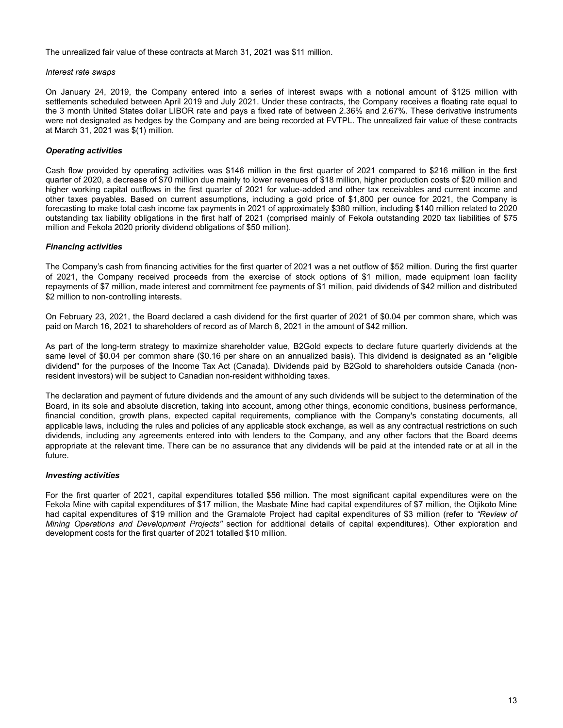The unrealized fair value of these contracts at March 31, 2021 was $11 million.

*Interest rate swaps*

On January 24, 2019, the Company entered into a series of interest swaps with a notional amount of $125 million with settlements scheduled between April 2019 and July 2021. Under these contracts, the Company receives a floating rate equal to the 3 month United States dollar LIBOR rate and pays a fixed rate of between 2.36% and 2.67%. These derivative instruments were not designated as hedges by the Company and are being recorded at FVTPL. The unrealized fair value of these contracts at March 31, 2021 was $(1) million.

***Operating activities***

Cash flow provided by operating activities was $146 million in the first quarter of 2021 compared to $216 million in the first quarter of 2020, a decrease of $70 million due mainly to lower revenues of $18 million, higher production costs of $20 million and higher working capital outflows in the first quarter of 2021 for value-added and other tax receivables and current income and other taxes payables. Based on current assumptions, including a gold price of $1,800 per ounce for 2021, the Company is forecasting to make total cash income tax payments in 2021 of approximately $380 million, including $140 million related to 2020 outstanding tax liability obligations in the first half of 2021 (comprised mainly of Fekola outstanding 2020 tax liabilities of $75 million and Fekola 2020 priority dividend obligations of $50 million).

***Financing activities***

The Company's cash from financing activities for the first quarter of 2021 was a net outflow of $52 million. During the first quarter of 2021, the Company received proceeds from the exercise of stock options of $1 million, made equipment loan facility repayments of $7 million, made interest and commitment fee payments of $1 million, paid dividends of $42 million and distributed $2 million to non-controlling interests.

On February 23, 2021, the Board declared a cash dividend for the first quarter of 2021 of $0.04 per common share, which was paid on March 16, 2021 to shareholders of record as of March 8, 2021 in the amount of $42 million.

As part of the long-term strategy to maximize shareholder value, B2Gold expects to declare future quarterly dividends at the same level of $0.04 per common share ($0.16 per share on an annualized basis). This dividend is designated as an "eligible dividend" for the purposes of the Income Tax Act (Canada). Dividends paid by B2Gold to shareholders outside Canada (non-resident investors) will be subject to Canadian non-resident withholding taxes.

The declaration and payment of future dividends and the amount of any such dividends will be subject to the determination of the Board, in its sole and absolute discretion, taking into account, among other things, economic conditions, business performance, financial condition, growth plans, expected capital requirements, compliance with the Company's constating documents, all applicable laws, including the rules and policies of any applicable stock exchange, as well as any contractual restrictions on such dividends, including any agreements entered into with lenders to the Company, and any other factors that the Board deems appropriate at the relevant time. There can be no assurance that any dividends will be paid at the intended rate or at all in the future.

***Investing activities***

For the first quarter of 2021, capital expenditures totalled $56 million. The most significant capital expenditures were on the Fekola Mine with capital expenditures of $17 million, the Masbate Mine had capital expenditures of $7 million, the Otjikoto Mine had capital expenditures of $19 million and the Gramalote Project had capital expenditures of $3 million (refer to *"Review of Mining Operations and Development Projects"* section for additional details of capital expenditures). Other exploration and development costs for the first quarter of 2021 totalled $10 million.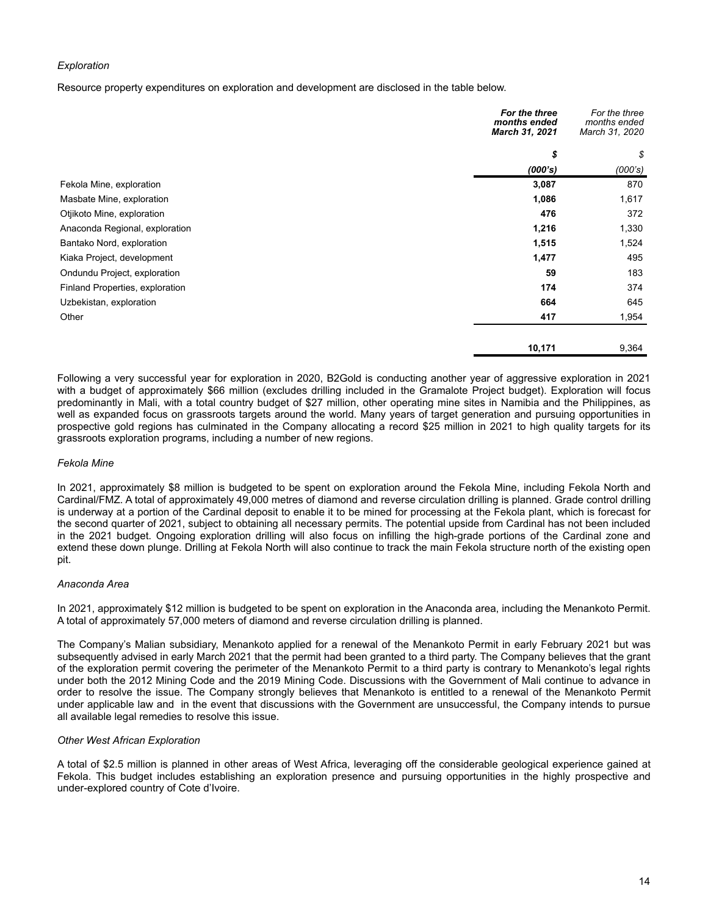*Exploration*

Resource property expenditures on exploration and development are disclosed in the table below.

| | ***For the three months ended March 31, 2021*** | *For the three months ended March 31, 2020* |
|---|---|---|
| | ***$*** | *$* |
| | ***(000's)*** | *(000's)* |
| Fekola Mine, exploration | **3,087** | 870 |
| Masbate Mine, exploration | **1,086** | 1,617 |
| Otjikoto Mine, exploration | **476** | 372 |
| Anaconda Regional, exploration | **1,216** | 1,330 |
| Bantako Nord, exploration | **1,515** | 1,524 |
| Kiaka Project, development | **1,477** | 495 |
| Ondundu Project, exploration | **59** | 183 |
| Finland Properties, exploration | **174** | 374 |
| Uzbekistan, exploration | **664** | 645 |
| Other | **417** | 1,954 |
| | **10,171** | 9,364 |

Following a very successful year for exploration in 2020, B2Gold is conducting another year of aggressive exploration in 2021 with a budget of approximately $66 million (excludes drilling included in the Gramalote Project budget). Exploration will focus predominantly in Mali, with a total country budget of $27 million, other operating mine sites in Namibia and the Philippines, as well as expanded focus on grassroots targets around the world. Many years of target generation and pursuing opportunities in prospective gold regions has culminated in the Company allocating a record $25 million in 2021 to high quality targets for its grassroots exploration programs, including a number of new regions.

*Fekola Mine*

In 2021, approximately $8 million is budgeted to be spent on exploration around the Fekola Mine, including Fekola North and Cardinal/FMZ. A total of approximately 49,000 metres of diamond and reverse circulation drilling is planned. Grade control drilling is underway at a portion of the Cardinal deposit to enable it to be mined for processing at the Fekola plant, which is forecast for the second quarter of 2021, subject to obtaining all necessary permits. The potential upside from Cardinal has not been included in the 2021 budget. Ongoing exploration drilling will also focus on infilling the high-grade portions of the Cardinal zone and extend these down plunge. Drilling at Fekola North will also continue to track the main Fekola structure north of the existing open pit.

*Anaconda Area*

In 2021, approximately $12 million is budgeted to be spent on exploration in the Anaconda area, including the Menankoto Permit. A total of approximately 57,000 meters of diamond and reverse circulation drilling is planned.

The Company's Malian subsidiary, Menankoto applied for a renewal of the Menankoto Permit in early February 2021 but was subsequently advised in early March 2021 that the permit had been granted to a third party. The Company believes that the grant of the exploration permit covering the perimeter of the Menankoto Permit to a third party is contrary to Menankoto's legal rights under both the 2012 Mining Code and the 2019 Mining Code. Discussions with the Government of Mali continue to advance in order to resolve the issue. The Company strongly believes that Menankoto is entitled to a renewal of the Menankoto Permit under applicable law and in the event that discussions with the Government are unsuccessful, the Company intends to pursue all available legal remedies to resolve this issue.

*Other West African Exploration*

A total of $2.5 million is planned in other areas of West Africa, leveraging off the considerable geological experience gained at Fekola. This budget includes establishing an exploration presence and pursuing opportunities in the highly prospective and under-explored country of Cote d'Ivoire.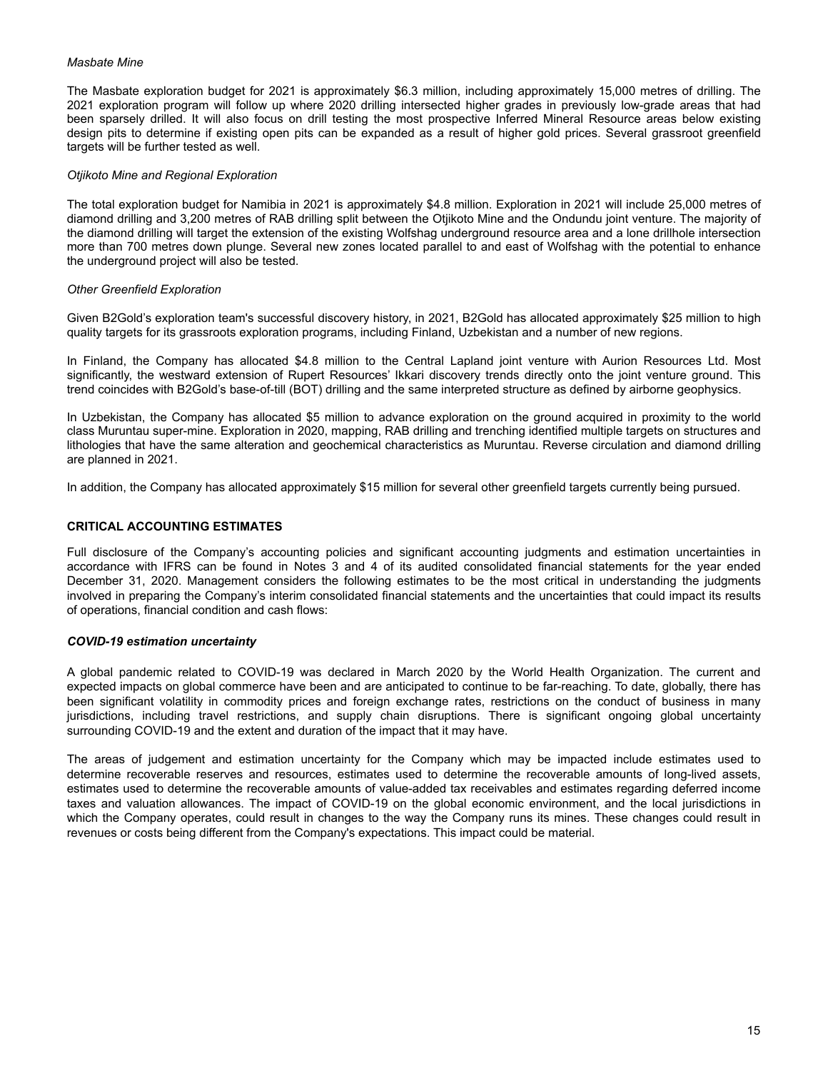*Masbate Mine*

The Masbate exploration budget for 2021 is approximately $6.3 million, including approximately 15,000 metres of drilling. The 2021 exploration program will follow up where 2020 drilling intersected higher grades in previously low-grade areas that had been sparsely drilled. It will also focus on drill testing the most prospective Inferred Mineral Resource areas below existing design pits to determine if existing open pits can be expanded as a result of higher gold prices. Several grassroot greenfield targets will be further tested as well.

*Otjikoto Mine and Regional Exploration*

The total exploration budget for Namibia in 2021 is approximately $4.8 million. Exploration in 2021 will include 25,000 metres of diamond drilling and 3,200 metres of RAB drilling split between the Otjikoto Mine and the Ondundu joint venture. The majority of the diamond drilling will target the extension of the existing Wolfshag underground resource area and a lone drillhole intersection more than 700 metres down plunge. Several new zones located parallel to and east of Wolfshag with the potential to enhance the underground project will also be tested.

*Other Greenfield Exploration*

Given B2Gold's exploration team's successful discovery history, in 2021, B2Gold has allocated approximately $25 million to high quality targets for its grassroots exploration programs, including Finland, Uzbekistan and a number of new regions.

In Finland, the Company has allocated $4.8 million to the Central Lapland joint venture with Aurion Resources Ltd. Most significantly, the westward extension of Rupert Resources' Ikkari discovery trends directly onto the joint venture ground. This trend coincides with B2Gold's base-of-till (BOT) drilling and the same interpreted structure as defined by airborne geophysics.

In Uzbekistan, the Company has allocated $5 million to advance exploration on the ground acquired in proximity to the world class Muruntau super-mine. Exploration in 2020, mapping, RAB drilling and trenching identified multiple targets on structures and lithologies that have the same alteration and geochemical characteristics as Muruntau. Reverse circulation and diamond drilling are planned in 2021.

In addition, the Company has allocated approximately $15 million for several other greenfield targets currently being pursued.

## CRITICAL ACCOUNTING ESTIMATES

Full disclosure of the Company's accounting policies and significant accounting judgments and estimation uncertainties in accordance with IFRS can be found in Notes 3 and 4 of its audited consolidated financial statements for the year ended December 31, 2020. Management considers the following estimates to be the most critical in understanding the judgments involved in preparing the Company's interim consolidated financial statements and the uncertainties that could impact its results of operations, financial condition and cash flows:

***COVID-19 estimation uncertainty***

A global pandemic related to COVID-19 was declared in March 2020 by the World Health Organization. The current and expected impacts on global commerce have been and are anticipated to continue to be far-reaching. To date, globally, there has been significant volatility in commodity prices and foreign exchange rates, restrictions on the conduct of business in many jurisdictions, including travel restrictions, and supply chain disruptions. There is significant ongoing global uncertainty surrounding COVID-19 and the extent and duration of the impact that it may have.

The areas of judgement and estimation uncertainty for the Company which may be impacted include estimates used to determine recoverable reserves and resources, estimates used to determine the recoverable amounts of long-lived assets, estimates used to determine the recoverable amounts of value-added tax receivables and estimates regarding deferred income taxes and valuation allowances. The impact of COVID-19 on the global economic environment, and the local jurisdictions in which the Company operates, could result in changes to the way the Company runs its mines. These changes could result in revenues or costs being different from the Company's expectations. This impact could be material.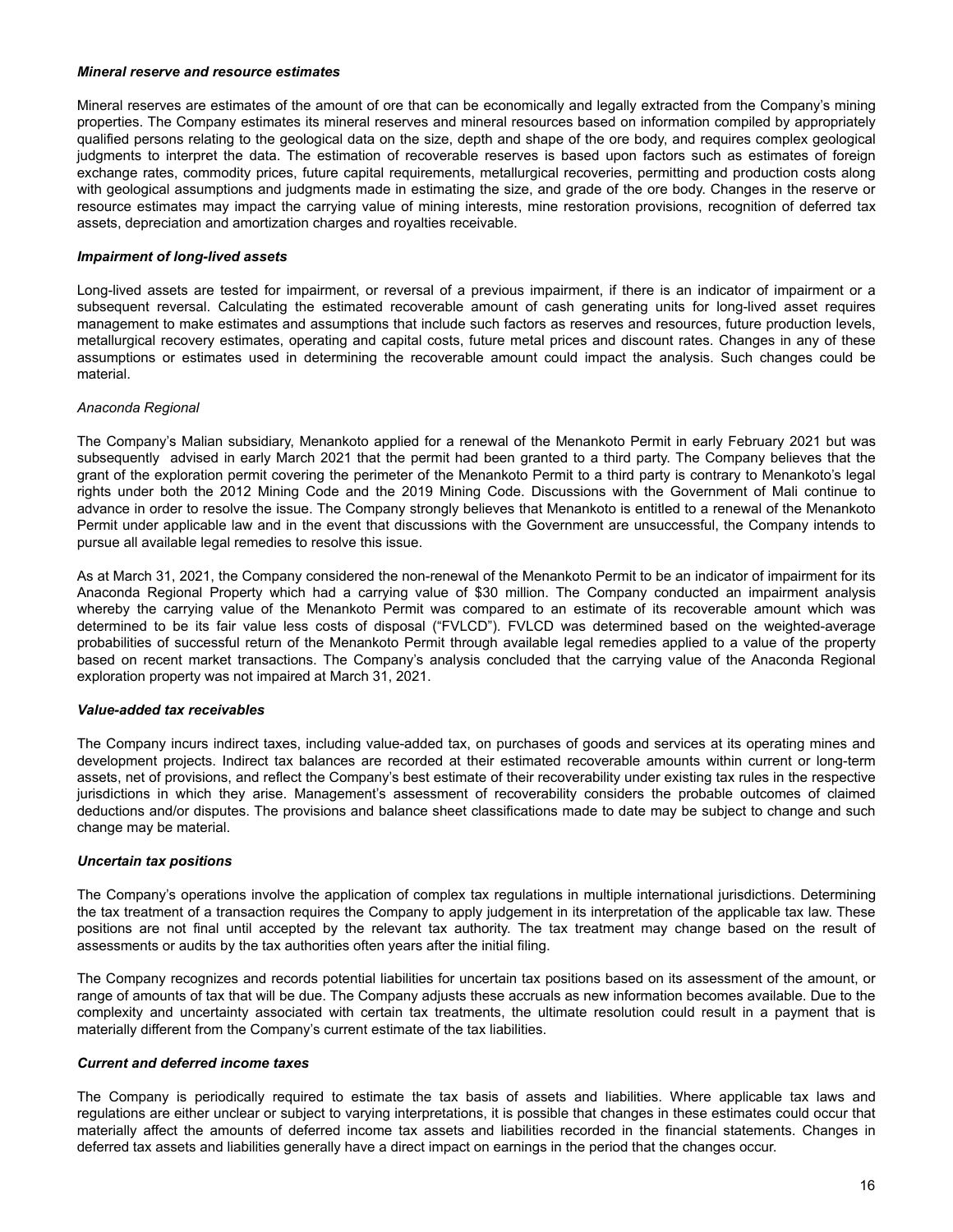***Mineral reserve and resource estimates***

Mineral reserves are estimates of the amount of ore that can be economically and legally extracted from the Company's mining properties. The Company estimates its mineral reserves and mineral resources based on information compiled by appropriately qualified persons relating to the geological data on the size, depth and shape of the ore body, and requires complex geological judgments to interpret the data. The estimation of recoverable reserves is based upon factors such as estimates of foreign exchange rates, commodity prices, future capital requirements, metallurgical recoveries, permitting and production costs along with geological assumptions and judgments made in estimating the size, and grade of the ore body. Changes in the reserve or resource estimates may impact the carrying value of mining interests, mine restoration provisions, recognition of deferred tax assets, depreciation and amortization charges and royalties receivable.

***Impairment of long-lived assets***

Long-lived assets are tested for impairment, or reversal of a previous impairment, if there is an indicator of impairment or a subsequent reversal. Calculating the estimated recoverable amount of cash generating units for long-lived asset requires management to make estimates and assumptions that include such factors as reserves and resources, future production levels, metallurgical recovery estimates, operating and capital costs, future metal prices and discount rates. Changes in any of these assumptions or estimates used in determining the recoverable amount could impact the analysis. Such changes could be material.

*Anaconda Regional*

The Company's Malian subsidiary, Menankoto applied for a renewal of the Menankoto Permit in early February 2021 but was subsequently advised in early March 2021 that the permit had been granted to a third party. The Company believes that the grant of the exploration permit covering the perimeter of the Menankoto Permit to a third party is contrary to Menankoto's legal rights under both the 2012 Mining Code and the 2019 Mining Code. Discussions with the Government of Mali continue to advance in order to resolve the issue. The Company strongly believes that Menankoto is entitled to a renewal of the Menankoto Permit under applicable law and in the event that discussions with the Government are unsuccessful, the Company intends to pursue all available legal remedies to resolve this issue.

As at March 31, 2021, the Company considered the non-renewal of the Menankoto Permit to be an indicator of impairment for its Anaconda Regional Property which had a carrying value of $30 million. The Company conducted an impairment analysis whereby the carrying value of the Menankoto Permit was compared to an estimate of its recoverable amount which was determined to be its fair value less costs of disposal ("FVLCD"). FVLCD was determined based on the weighted-average probabilities of successful return of the Menankoto Permit through available legal remedies applied to a value of the property based on recent market transactions. The Company's analysis concluded that the carrying value of the Anaconda Regional exploration property was not impaired at March 31, 2021.

***Value-added tax receivables***

The Company incurs indirect taxes, including value-added tax, on purchases of goods and services at its operating mines and development projects. Indirect tax balances are recorded at their estimated recoverable amounts within current or long-term assets, net of provisions, and reflect the Company's best estimate of their recoverability under existing tax rules in the respective jurisdictions in which they arise. Management's assessment of recoverability considers the probable outcomes of claimed deductions and/or disputes. The provisions and balance sheet classifications made to date may be subject to change and such change may be material.

***Uncertain tax positions***

The Company's operations involve the application of complex tax regulations in multiple international jurisdictions. Determining the tax treatment of a transaction requires the Company to apply judgement in its interpretation of the applicable tax law. These positions are not final until accepted by the relevant tax authority. The tax treatment may change based on the result of assessments or audits by the tax authorities often years after the initial filing.

The Company recognizes and records potential liabilities for uncertain tax positions based on its assessment of the amount, or range of amounts of tax that will be due. The Company adjusts these accruals as new information becomes available. Due to the complexity and uncertainty associated with certain tax treatments, the ultimate resolution could result in a payment that is materially different from the Company's current estimate of the tax liabilities.

***Current and deferred income taxes***

The Company is periodically required to estimate the tax basis of assets and liabilities. Where applicable tax laws and regulations are either unclear or subject to varying interpretations, it is possible that changes in these estimates could occur that materially affect the amounts of deferred income tax assets and liabilities recorded in the financial statements. Changes in deferred tax assets and liabilities generally have a direct impact on earnings in the period that the changes occur.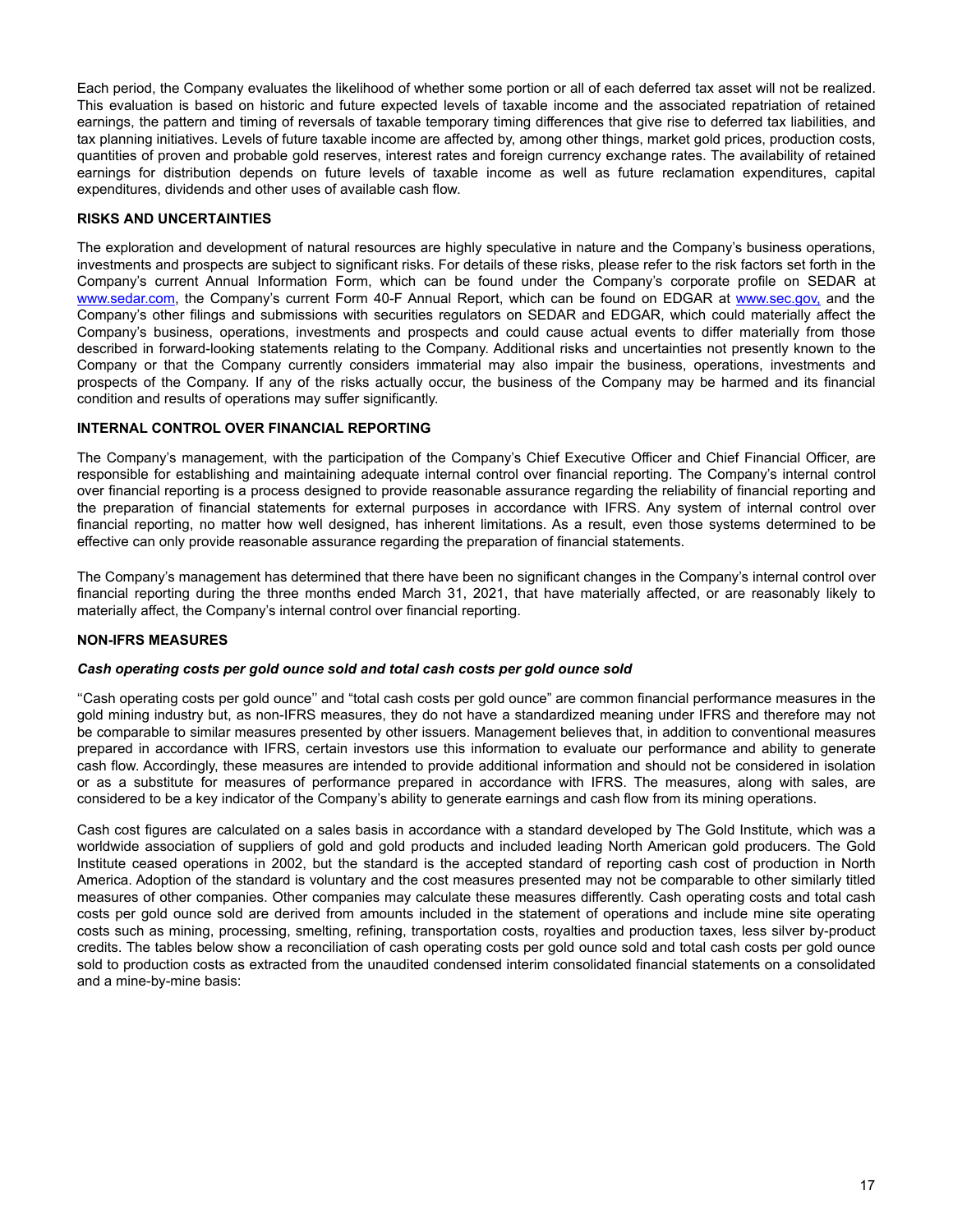Each period, the Company evaluates the likelihood of whether some portion or all of each deferred tax asset will not be realized. This evaluation is based on historic and future expected levels of taxable income and the associated repatriation of retained earnings, the pattern and timing of reversals of taxable temporary timing differences that give rise to deferred tax liabilities, and tax planning initiatives. Levels of future taxable income are affected by, among other things, market gold prices, production costs, quantities of proven and probable gold reserves, interest rates and foreign currency exchange rates. The availability of retained earnings for distribution depends on future levels of taxable income as well as future reclamation expenditures, capital expenditures, dividends and other uses of available cash flow.

## RISKS AND UNCERTAINTIES

The exploration and development of natural resources are highly speculative in nature and the Company's business operations, investments and prospects are subject to significant risks. For details of these risks, please refer to the risk factors set forth in the Company's current Annual Information Form, which can be found under the Company's corporate profile on SEDAR at www.sedar.com, the Company's current Form 40-F Annual Report, which can be found on EDGAR at www.sec.gov, and the Company's other filings and submissions with securities regulators on SEDAR and EDGAR, which could materially affect the Company's business, operations, investments and prospects and could cause actual events to differ materially from those described in forward-looking statements relating to the Company. Additional risks and uncertainties not presently known to the Company or that the Company currently considers immaterial may also impair the business, operations, investments and prospects of the Company. If any of the risks actually occur, the business of the Company may be harmed and its financial condition and results of operations may suffer significantly.

## INTERNAL CONTROL OVER FINANCIAL REPORTING

The Company's management, with the participation of the Company's Chief Executive Officer and Chief Financial Officer, are responsible for establishing and maintaining adequate internal control over financial reporting. The Company's internal control over financial reporting is a process designed to provide reasonable assurance regarding the reliability of financial reporting and the preparation of financial statements for external purposes in accordance with IFRS. Any system of internal control over financial reporting, no matter how well designed, has inherent limitations. As a result, even those systems determined to be effective can only provide reasonable assurance regarding the preparation of financial statements.

The Company's management has determined that there have been no significant changes in the Company's internal control over financial reporting during the three months ended March 31, 2021, that have materially affected, or are reasonably likely to materially affect, the Company's internal control over financial reporting.

## NON-IFRS MEASURES

### *Cash operating costs per gold ounce sold and total cash costs per gold ounce sold*

''Cash operating costs per gold ounce'' and "total cash costs per gold ounce" are common financial performance measures in the gold mining industry but, as non-IFRS measures, they do not have a standardized meaning under IFRS and therefore may not be comparable to similar measures presented by other issuers. Management believes that, in addition to conventional measures prepared in accordance with IFRS, certain investors use this information to evaluate our performance and ability to generate cash flow. Accordingly, these measures are intended to provide additional information and should not be considered in isolation or as a substitute for measures of performance prepared in accordance with IFRS. The measures, along with sales, are considered to be a key indicator of the Company's ability to generate earnings and cash flow from its mining operations.

Cash cost figures are calculated on a sales basis in accordance with a standard developed by The Gold Institute, which was a worldwide association of suppliers of gold and gold products and included leading North American gold producers. The Gold Institute ceased operations in 2002, but the standard is the accepted standard of reporting cash cost of production in North America. Adoption of the standard is voluntary and the cost measures presented may not be comparable to other similarly titled measures of other companies. Other companies may calculate these measures differently. Cash operating costs and total cash costs per gold ounce sold are derived from amounts included in the statement of operations and include mine site operating costs such as mining, processing, smelting, refining, transportation costs, royalties and production taxes, less silver by-product credits. The tables below show a reconciliation of cash operating costs per gold ounce sold and total cash costs per gold ounce sold to production costs as extracted from the unaudited condensed interim consolidated financial statements on a consolidated and a mine-by-mine basis: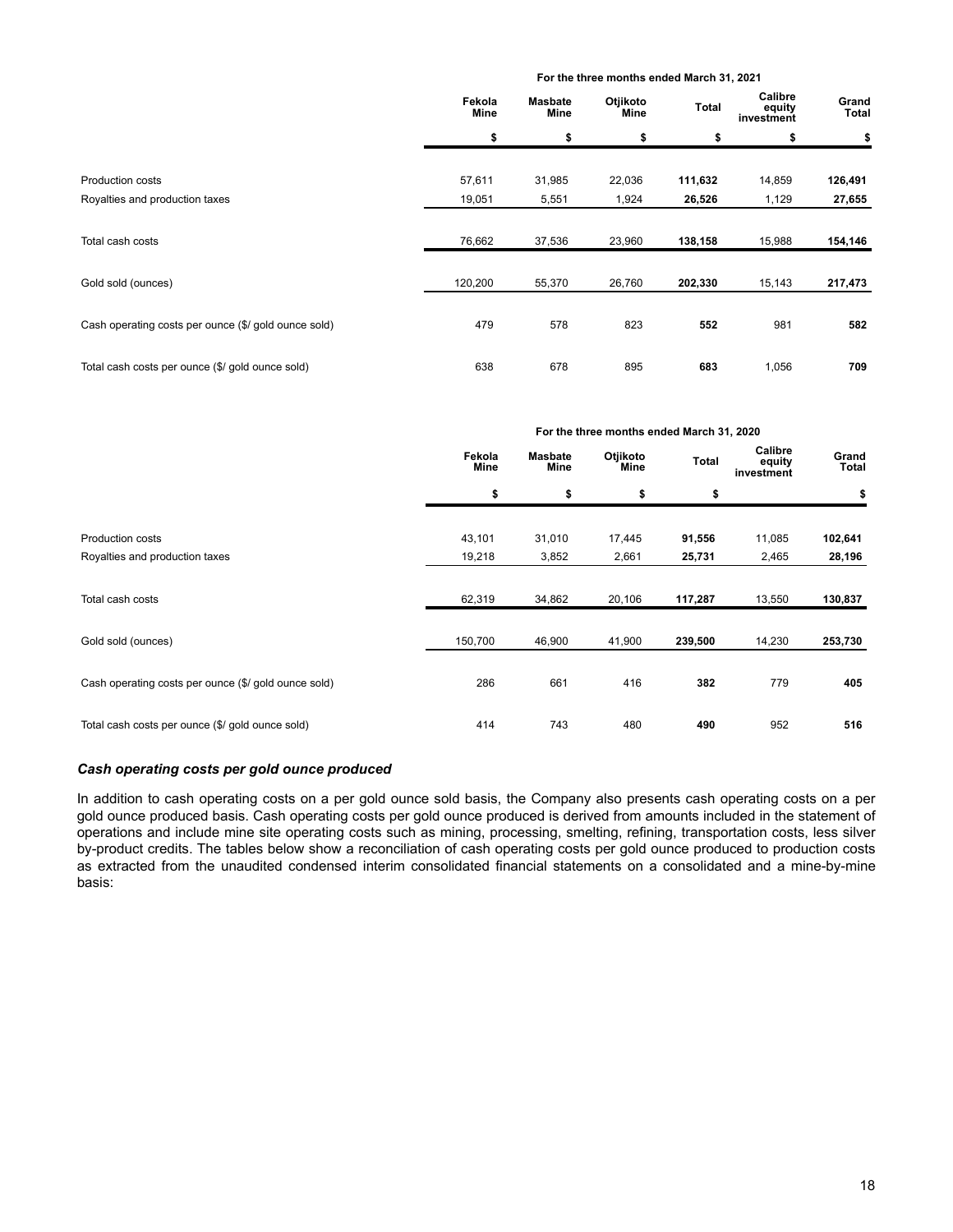| | For the three months ended March 31, 2021 | | | | | |
|---|---|---|---|---|---|---|
| | Fekola Mine | Masbate Mine | Otjikoto Mine | Total | Calibre equity investment | Grand Total |
| | $ | $ | $ | $ | $ | $ |
| Production costs | 57,611 | 31,985 | 22,036 | **111,632** | 14,859 | **126,491** |
| Royalties and production taxes | 19,051 | 5,551 | 1,924 | **26,526** | 1,129 | **27,655** |
| Total cash costs | 76,662 | 37,536 | 23,960 | **138,158** | 15,988 | **154,146** |
| Gold sold (ounces) | 120,200 | 55,370 | 26,760 | **202,330** | 15,143 | **217,473** |
| Cash operating costs per ounce ($/ gold ounce sold) | 479 | 578 | 823 | **552** | 981 | **582** |
| Total cash costs per ounce ($/ gold ounce sold) | 638 | 678 | 895 | **683** | 1,056 | **709** |

| | For the three months ended March 31, 2020 | | | | | |
|---|---|---|---|---|---|---|
| | Fekola Mine | Masbate Mine | Otjikoto Mine | Total | Calibre equity investment | Grand Total |
| | $ | $ | $ | $ | | $ |
| Production costs | 43,101 | 31,010 | 17,445 | **91,556** | 11,085 | **102,641** |
| Royalties and production taxes | 19,218 | 3,852 | 2,661 | **25,731** | 2,465 | **28,196** |
| Total cash costs | 62,319 | 34,862 | 20,106 | **117,287** | 13,550 | **130,837** |
| Gold sold (ounces) | 150,700 | 46,900 | 41,900 | **239,500** | 14,230 | **253,730** |
| Cash operating costs per ounce ($/ gold ounce sold) | 286 | 661 | 416 | **382** | 779 | **405** |
| Total cash costs per ounce ($/ gold ounce sold) | 414 | 743 | 480 | **490** | 952 | **516** |

### *Cash operating costs per gold ounce produced*

In addition to cash operating costs on a per gold ounce sold basis, the Company also presents cash operating costs on a per gold ounce produced basis. Cash operating costs per gold ounce produced is derived from amounts included in the statement of operations and include mine site operating costs such as mining, processing, smelting, refining, transportation costs, less silver by-product credits. The tables below show a reconciliation of cash operating costs per gold ounce produced to production costs as extracted from the unaudited condensed interim consolidated financial statements on a consolidated and a mine-by-mine basis: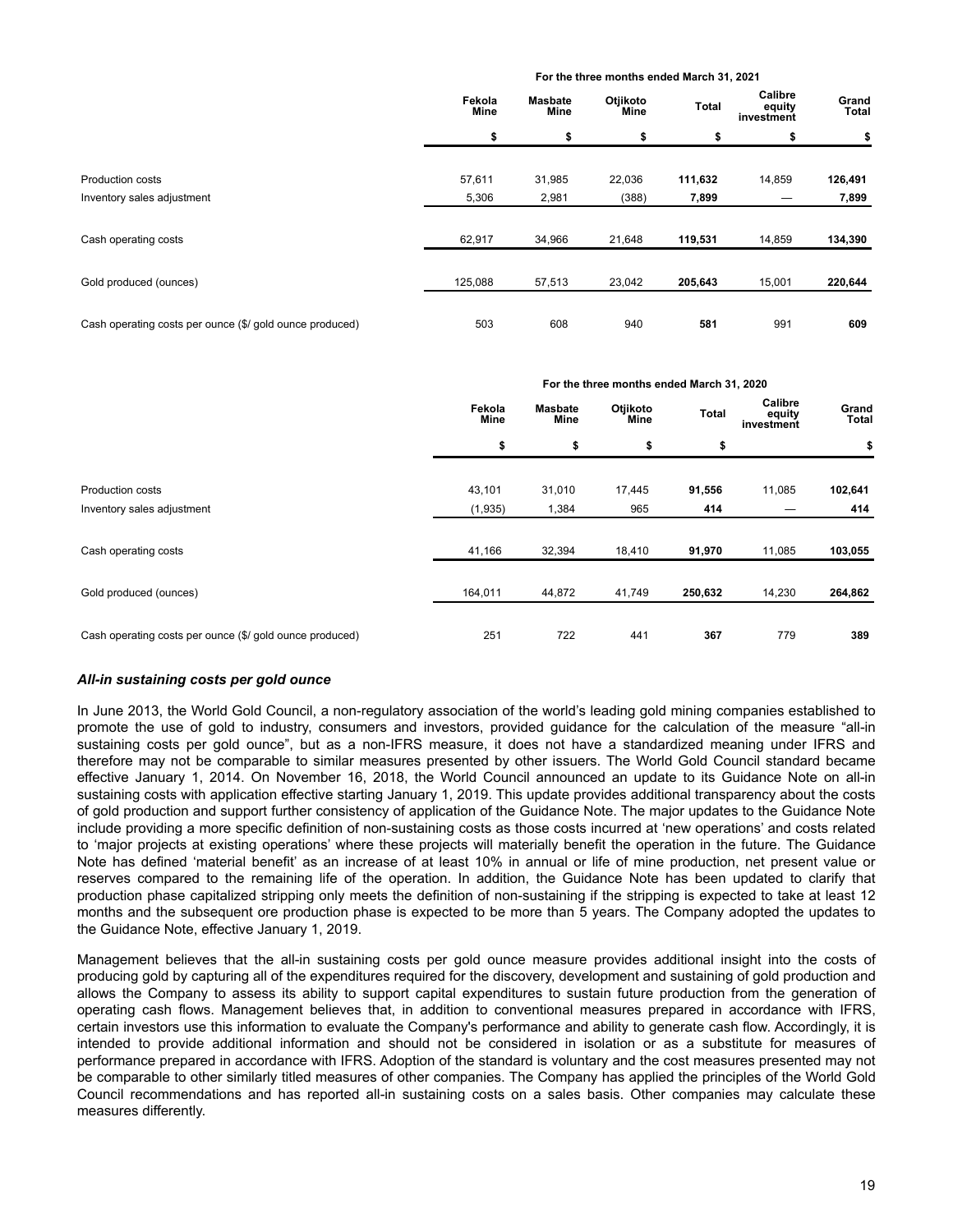| | For the three months ended March 31, 2021 | | | | | |
|---|---|---|---|---|---|---|
| | Fekola Mine | Masbate Mine | Otjikoto Mine | Total | Calibre equity investment | Grand Total |
| | $ | $ | $ | $ | $ | $ |
| Production costs | 57,611 | 31,985 | 22,036 | **111,632** | 14,859 | **126,491** |
| Inventory sales adjustment | 5,306 | 2,981 | (388) | **7,899** | — | **7,899** |
| Cash operating costs | 62,917 | 34,966 | 21,648 | **119,531** | 14,859 | **134,390** |
| Gold produced (ounces) | 125,088 | 57,513 | 23,042 | **205,643** | 15,001 | **220,644** |
| Cash operating costs per ounce ($/ gold ounce produced) | 503 | 608 | 940 | **581** | 991 | **609** |

| | For the three months ended March 31, 2020 | | | | | |
|---|---|---|---|---|---|---|
| | Fekola Mine | Masbate Mine | Otjikoto Mine | Total | Calibre equity investment | Grand Total |
| | $ | $ | $ | $ | | $ |
| Production costs | 43,101 | 31,010 | 17,445 | **91,556** | 11,085 | **102,641** |
| Inventory sales adjustment | (1,935) | 1,384 | 965 | **414** | — | **414** |
| Cash operating costs | 41,166 | 32,394 | 18,410 | **91,970** | 11,085 | **103,055** |
| Gold produced (ounces) | 164,011 | 44,872 | 41,749 | **250,632** | 14,230 | **264,862** |
| Cash operating costs per ounce ($/ gold ounce produced) | 251 | 722 | 441 | **367** | 779 | **389** |

### *All-in sustaining costs per gold ounce*

In June 2013, the World Gold Council, a non-regulatory association of the world's leading gold mining companies established to promote the use of gold to industry, consumers and investors, provided guidance for the calculation of the measure "all-in sustaining costs per gold ounce", but as a non-IFRS measure, it does not have a standardized meaning under IFRS and therefore may not be comparable to similar measures presented by other issuers. The World Gold Council standard became effective January 1, 2014. On November 16, 2018, the World Council announced an update to its Guidance Note on all-in sustaining costs with application effective starting January 1, 2019. This update provides additional transparency about the costs of gold production and support further consistency of application of the Guidance Note. The major updates to the Guidance Note include providing a more specific definition of non-sustaining costs as those costs incurred at 'new operations' and costs related to 'major projects at existing operations' where these projects will materially benefit the operation in the future. The Guidance Note has defined 'material benefit' as an increase of at least 10% in annual or life of mine production, net present value or reserves compared to the remaining life of the operation. In addition, the Guidance Note has been updated to clarify that production phase capitalized stripping only meets the definition of non-sustaining if the stripping is expected to take at least 12 months and the subsequent ore production phase is expected to be more than 5 years. The Company adopted the updates to the Guidance Note, effective January 1, 2019.

Management believes that the all-in sustaining costs per gold ounce measure provides additional insight into the costs of producing gold by capturing all of the expenditures required for the discovery, development and sustaining of gold production and allows the Company to assess its ability to support capital expenditures to sustain future production from the generation of operating cash flows. Management believes that, in addition to conventional measures prepared in accordance with IFRS, certain investors use this information to evaluate the Company's performance and ability to generate cash flow. Accordingly, it is intended to provide additional information and should not be considered in isolation or as a substitute for measures of performance prepared in accordance with IFRS. Adoption of the standard is voluntary and the cost measures presented may not be comparable to other similarly titled measures of other companies. The Company has applied the principles of the World Gold Council recommendations and has reported all-in sustaining costs on a sales basis. Other companies may calculate these measures differently.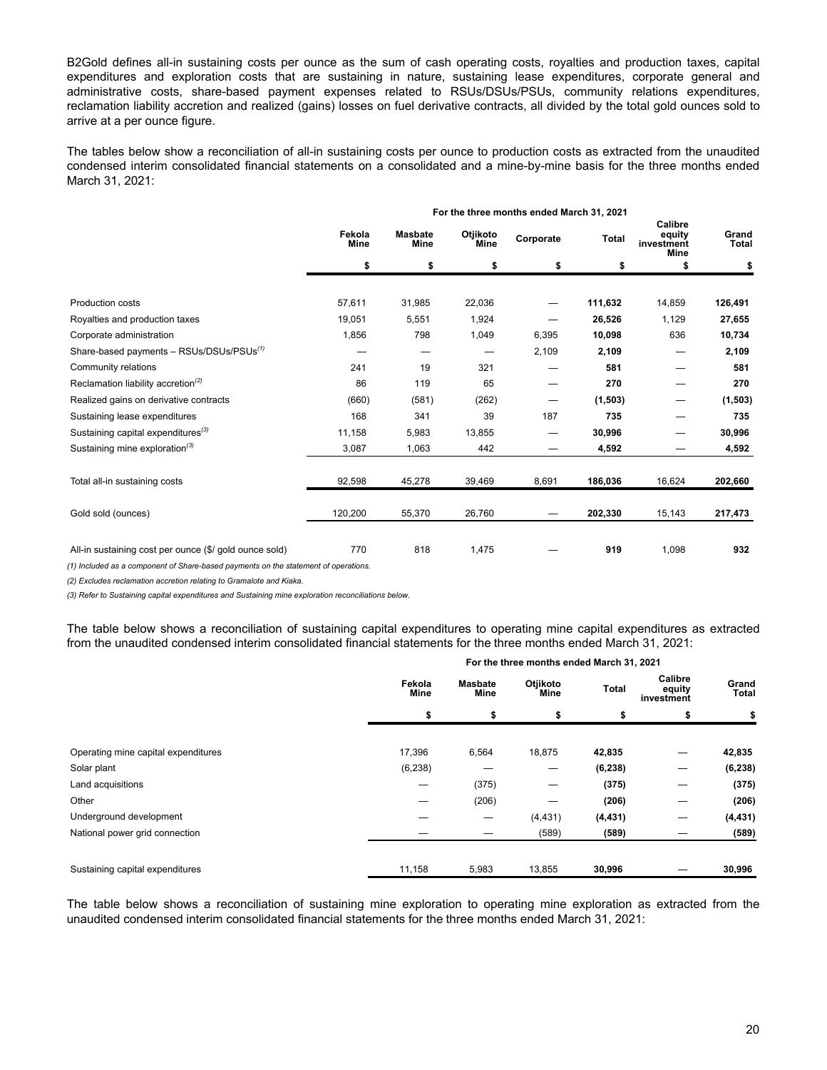B2Gold defines all-in sustaining costs per ounce as the sum of cash operating costs, royalties and production taxes, capital expenditures and exploration costs that are sustaining in nature, sustaining lease expenditures, corporate general and administrative costs, share-based payment expenses related to RSUs/DSUs/PSUs, community relations expenditures, reclamation liability accretion and realized (gains) losses on fuel derivative contracts, all divided by the total gold ounces sold to arrive at a per ounce figure.

The tables below show a reconciliation of all-in sustaining costs per ounce to production costs as extracted from the unaudited condensed interim consolidated financial statements on a consolidated and a mine-by-mine basis for the three months ended March 31, 2021:

| | For the three months ended March 31, 2021 | | | | | | |
|---|---|---|---|---|---|---|---|
| | Fekola Mine | Masbate Mine | Otjikoto Mine | Corporate | Total | Calibre equity investment Mine | Grand Total |
| | $ | $ | $ | $ | $ | $ | $ |
| Production costs | 57,611 | 31,985 | 22,036 | — | **111,632** | 14,859 | **126,491** |
| Royalties and production taxes | 19,051 | 5,551 | 1,924 | — | **26,526** | 1,129 | **27,655** |
| Corporate administration | 1,856 | 798 | 1,049 | 6,395 | **10,098** | 636 | **10,734** |
| Share-based payments – RSUs/DSUs/PSUs(1) | — | — | — | 2,109 | **2,109** | — | **2,109** |
| Community relations | 241 | 19 | 321 | — | **581** | — | **581** |
| Reclamation liability accretion(2) | 86 | 119 | 65 | — | **270** | — | **270** |
| Realized gains on derivative contracts | (660) | (581) | (262) | — | **(1,503)** | — | **(1,503)** |
| Sustaining lease expenditures | 168 | 341 | 39 | 187 | **735** | — | **735** |
| Sustaining capital expenditures(3) | 11,158 | 5,983 | 13,855 | — | **30,996** | — | **30,996** |
| Sustaining mine exploration(3) | 3,087 | 1,063 | 442 | — | **4,592** | — | **4,592** |
| Total all-in sustaining costs | 92,598 | 45,278 | 39,469 | 8,691 | **186,036** | 16,624 | **202,660** |
| Gold sold (ounces) | 120,200 | 55,370 | 26,760 | — | **202,330** | 15,143 | **217,473** |
| All-in sustaining cost per ounce ($/ gold ounce sold) | 770 | 818 | 1,475 | — | **919** | 1,098 | **932** |

*(1) Included as a component of Share-based payments on the statement of operations.*

*(2) Excludes reclamation accretion relating to Gramalote and Kiaka.*

*(3) Refer to Sustaining capital expenditures and Sustaining mine exploration reconciliations below.*

The table below shows a reconciliation of sustaining capital expenditures to operating mine capital expenditures as extracted from the unaudited condensed interim consolidated financial statements for the three months ended March 31, 2021:

| | For the three months ended March 31, 2021 | | | | | |
|---|---|---|---|---|---|---|
| | Fekola Mine | Masbate Mine | Otjikoto Mine | Total | Calibre equity investment | Grand Total |
| | $ | $ | $ | $ | $ | $ |
| Operating mine capital expenditures | 17,396 | 6,564 | 18,875 | **42,835** | — | **42,835** |
| Solar plant | (6,238) | — | — | **(6,238)** | — | **(6,238)** |
| Land acquisitions | — | (375) | — | **(375)** | — | **(375)** |
| Other | — | (206) | — | **(206)** | — | **(206)** |
| Underground development | — | — | (4,431) | **(4,431)** | — | **(4,431)** |
| National power grid connection | — | — | (589) | **(589)** | — | **(589)** |
| Sustaining capital expenditures | 11,158 | 5,983 | 13,855 | **30,996** | — | **30,996** |

The table below shows a reconciliation of sustaining mine exploration to operating mine exploration as extracted from the unaudited condensed interim consolidated financial statements for the three months ended March 31, 2021: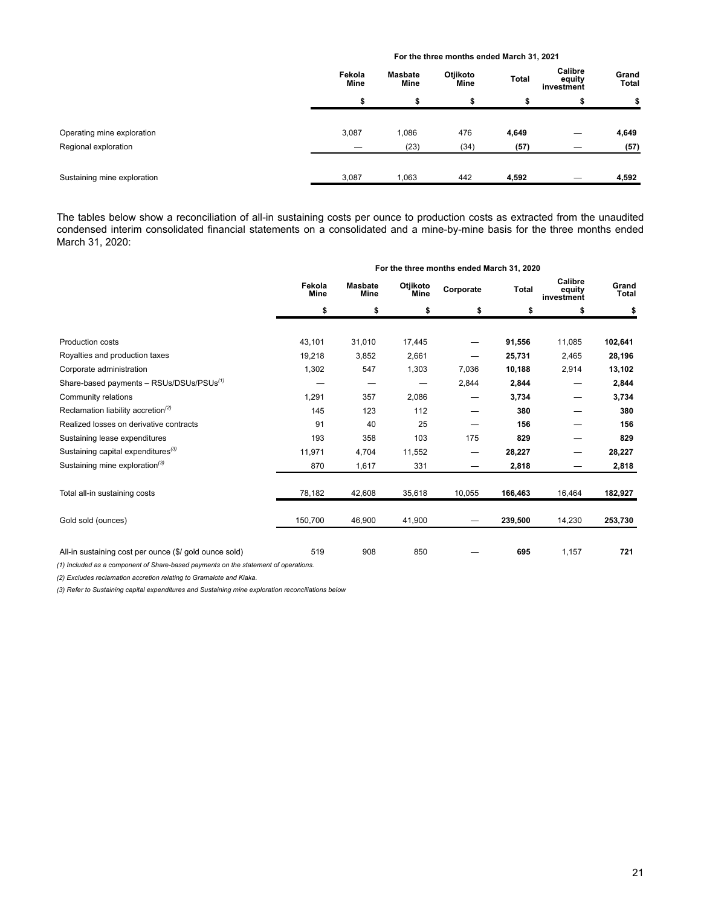| | For the three months ended March 31, 2021 | | | | | |
|---|---|---|---|---|---|---|
| | Fekola Mine | Masbate Mine | Otjikoto Mine | Total | Calibre equity investment | Grand Total |
| | $ | $ | $ | $ | $ | $ |
| Operating mine exploration | 3,087 | 1,086 | 476 | **4,649** | — | **4,649** |
| Regional exploration | — | (23) | (34) | **(57)** | — | **(57)** |
| Sustaining mine exploration | 3,087 | 1,063 | 442 | **4,592** | — | **4,592** |

The tables below show a reconciliation of all-in sustaining costs per ounce to production costs as extracted from the unaudited condensed interim consolidated financial statements on a consolidated and a mine-by-mine basis for the three months ended March 31, 2020:

| | For the three months ended March 31, 2020 | | | | | | |
|---|---|---|---|---|---|---|---|
| | Fekola Mine | Masbate Mine | Otjikoto Mine | Corporate | Total | Calibre equity investment | Grand Total |
| | $ | $ | $ | $ | $ | $ | $ |
| Production costs | 43,101 | 31,010 | 17,445 | — | **91,556** | 11,085 | **102,641** |
| Royalties and production taxes | 19,218 | 3,852 | 2,661 | — | **25,731** | 2,465 | **28,196** |
| Corporate administration | 1,302 | 547 | 1,303 | 7,036 | **10,188** | 2,914 | **13,102** |
| Share-based payments – RSUs/DSUs/PSUs[(1)] | — | — | — | 2,844 | **2,844** | — | **2,844** |
| Community relations | 1,291 | 357 | 2,086 | — | **3,734** | — | **3,734** |
| Reclamation liability accretion[(2)] | 145 | 123 | 112 | — | **380** | — | **380** |
| Realized losses on derivative contracts | 91 | 40 | 25 | — | **156** | — | **156** |
| Sustaining lease expenditures | 193 | 358 | 103 | 175 | **829** | — | **829** |
| Sustaining capital expenditures[(3)] | 11,971 | 4,704 | 11,552 | — | **28,227** | — | **28,227** |
| Sustaining mine exploration[(3)] | 870 | 1,617 | 331 | — | **2,818** | — | **2,818** |
| Total all-in sustaining costs | 78,182 | 42,608 | 35,618 | 10,055 | **166,463** | 16,464 | **182,927** |
| Gold sold (ounces) | 150,700 | 46,900 | 41,900 | — | **239,500** | 14,230 | **253,730** |
| All-in sustaining cost per ounce ($/ gold ounce sold) | 519 | 908 | 850 | — | **695** | 1,157 | **721** |

*(1) Included as a component of Share-based payments on the statement of operations.*

*(2) Excludes reclamation accretion relating to Gramalote and Kiaka.*

*(3) Refer to Sustaining capital expenditures and Sustaining mine exploration reconciliations below*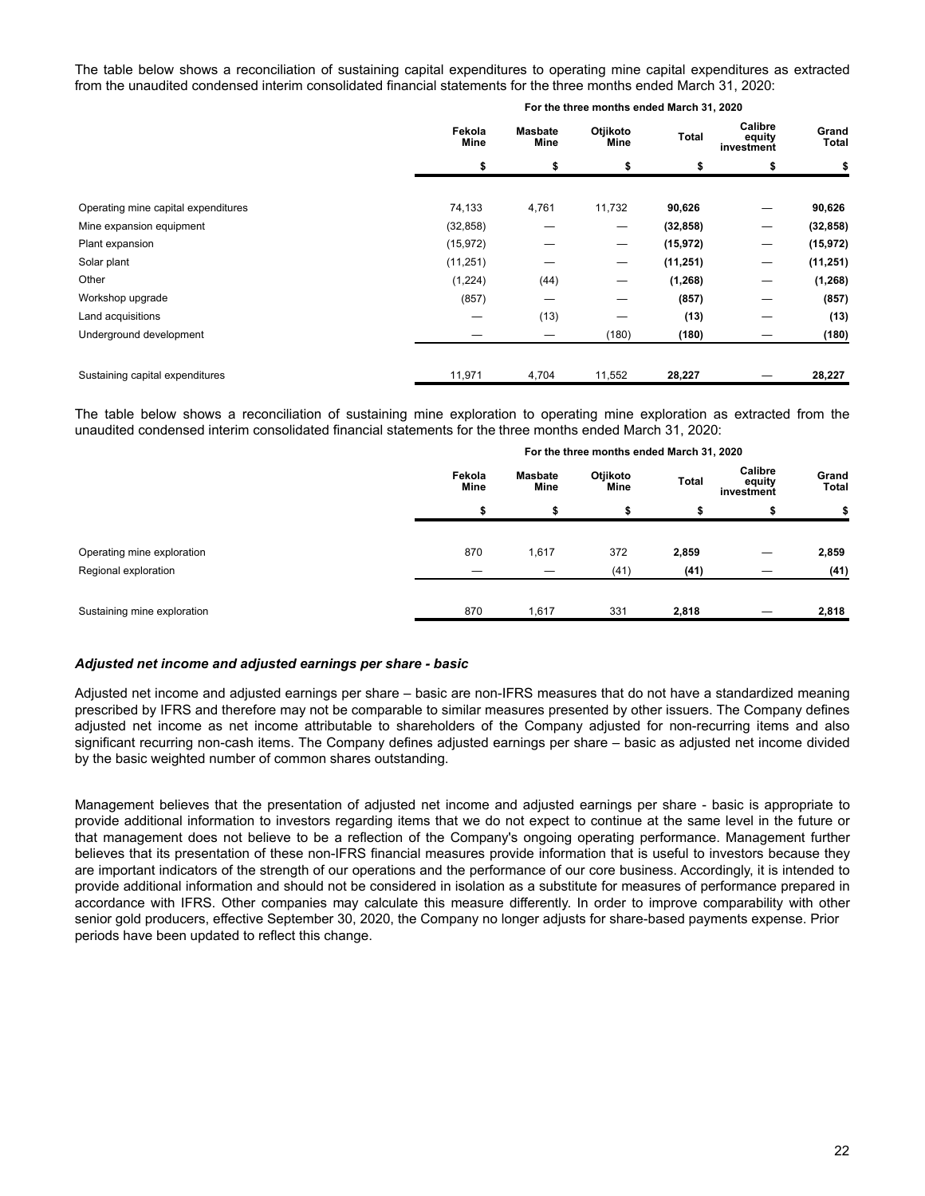The table below shows a reconciliation of sustaining capital expenditures to operating mine capital expenditures as extracted from the unaudited condensed interim consolidated financial statements for the three months ended March 31, 2020:

| | For the three months ended March 31, 2020 | | | | | |
|---|---|---|---|---|---|---|
| | Fekola Mine | Masbate Mine | Otjikoto Mine | Total | Calibre equity investment | Grand Total |
| | $ | $ | $ | $ | $ | $ |
| Operating mine capital expenditures | 74,133 | 4,761 | 11,732 | **90,626** | — | **90,626** |
| Mine expansion equipment | (32,858) | — | — | **(32,858)** | — | **(32,858)** |
| Plant expansion | (15,972) | — | — | **(15,972)** | — | **(15,972)** |
| Solar plant | (11,251) | — | — | **(11,251)** | — | **(11,251)** |
| Other | (1,224) | (44) | — | **(1,268)** | — | **(1,268)** |
| Workshop upgrade | (857) | — | — | **(857)** | — | **(857)** |
| Land acquisitions | — | (13) | — | **(13)** | — | **(13)** |
| Underground development | — | — | (180) | **(180)** | — | **(180)** |
| Sustaining capital expenditures | 11,971 | 4,704 | 11,552 | **28,227** | — | **28,227** |

The table below shows a reconciliation of sustaining mine exploration to operating mine exploration as extracted from the unaudited condensed interim consolidated financial statements for the three months ended March 31, 2020:

| | For the three months ended March 31, 2020 | | | | | |
|---|---|---|---|---|---|---|
| | Fekola Mine | Masbate Mine | Otjikoto Mine | Total | Calibre equity investment | Grand Total |
| | $ | $ | $ | $ | $ | $ |
| Operating mine exploration | 870 | 1,617 | 372 | **2,859** | — | **2,859** |
| Regional exploration | — | — | (41) | **(41)** | — | **(41)** |
| Sustaining mine exploration | 870 | 1,617 | 331 | **2,818** | — | **2,818** |

### *Adjusted net income and adjusted earnings per share - basic*

Adjusted net income and adjusted earnings per share – basic are non-IFRS measures that do not have a standardized meaning prescribed by IFRS and therefore may not be comparable to similar measures presented by other issuers. The Company defines adjusted net income as net income attributable to shareholders of the Company adjusted for non-recurring items and also significant recurring non-cash items. The Company defines adjusted earnings per share – basic as adjusted net income divided by the basic weighted number of common shares outstanding.

Management believes that the presentation of adjusted net income and adjusted earnings per share - basic is appropriate to provide additional information to investors regarding items that we do not expect to continue at the same level in the future or that management does not believe to be a reflection of the Company's ongoing operating performance. Management further believes that its presentation of these non-IFRS financial measures provide information that is useful to investors because they are important indicators of the strength of our operations and the performance of our core business. Accordingly, it is intended to provide additional information and should not be considered in isolation as a substitute for measures of performance prepared in accordance with IFRS. Other companies may calculate this measure differently. In order to improve comparability with other senior gold producers, effective September 30, 2020, the Company no longer adjusts for share-based payments expense. Prior periods have been updated to reflect this change.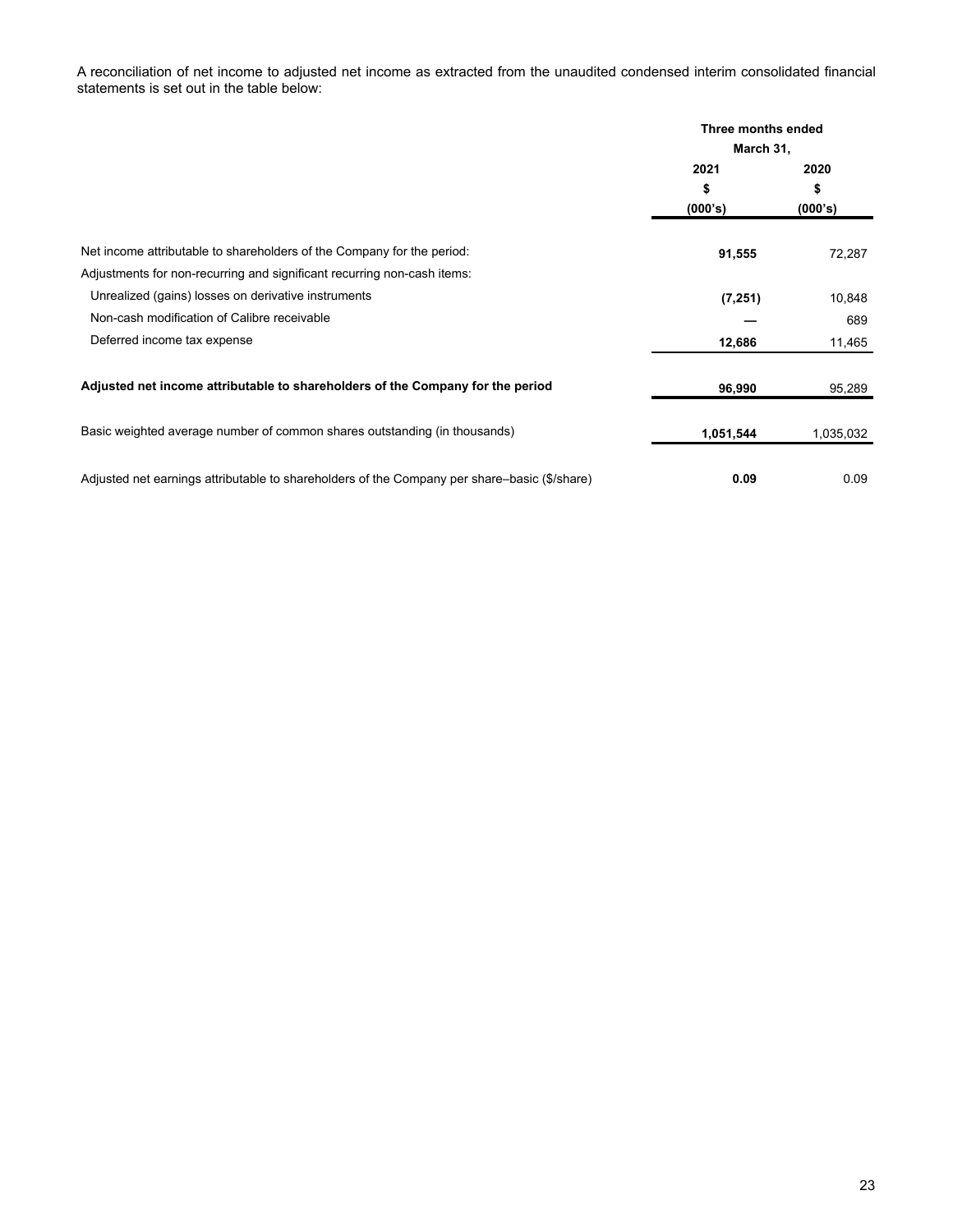A reconciliation of net income to adjusted net income as extracted from the unaudited condensed interim consolidated financial statements is set out in the table below:

| | Three months ended March 31, | |
|---|---|---|
| | **2021** | **2020** |
| | **\$** | **\$** |
| | **(000's)** | **(000's)** |
| Net income attributable to shareholders of the Company for the period: | **91,555** | 72,287 |
| Adjustments for non-recurring and significant recurring non-cash items: | | |
| Unrealized (gains) losses on derivative instruments | **(7,251)** | 10,848 |
| Non-cash modification of Calibre receivable | **—** | 689 |
| Deferred income tax expense | **12,686** | 11,465 |
| **Adjusted net income attributable to shareholders of the Company for the period** | **96,990** | 95,289 |
| Basic weighted average number of common shares outstanding (in thousands) | **1,051,544** | 1,035,032 |
| Adjusted net earnings attributable to shareholders of the Company per share–basic (\$/share) | **0.09** | 0.09 |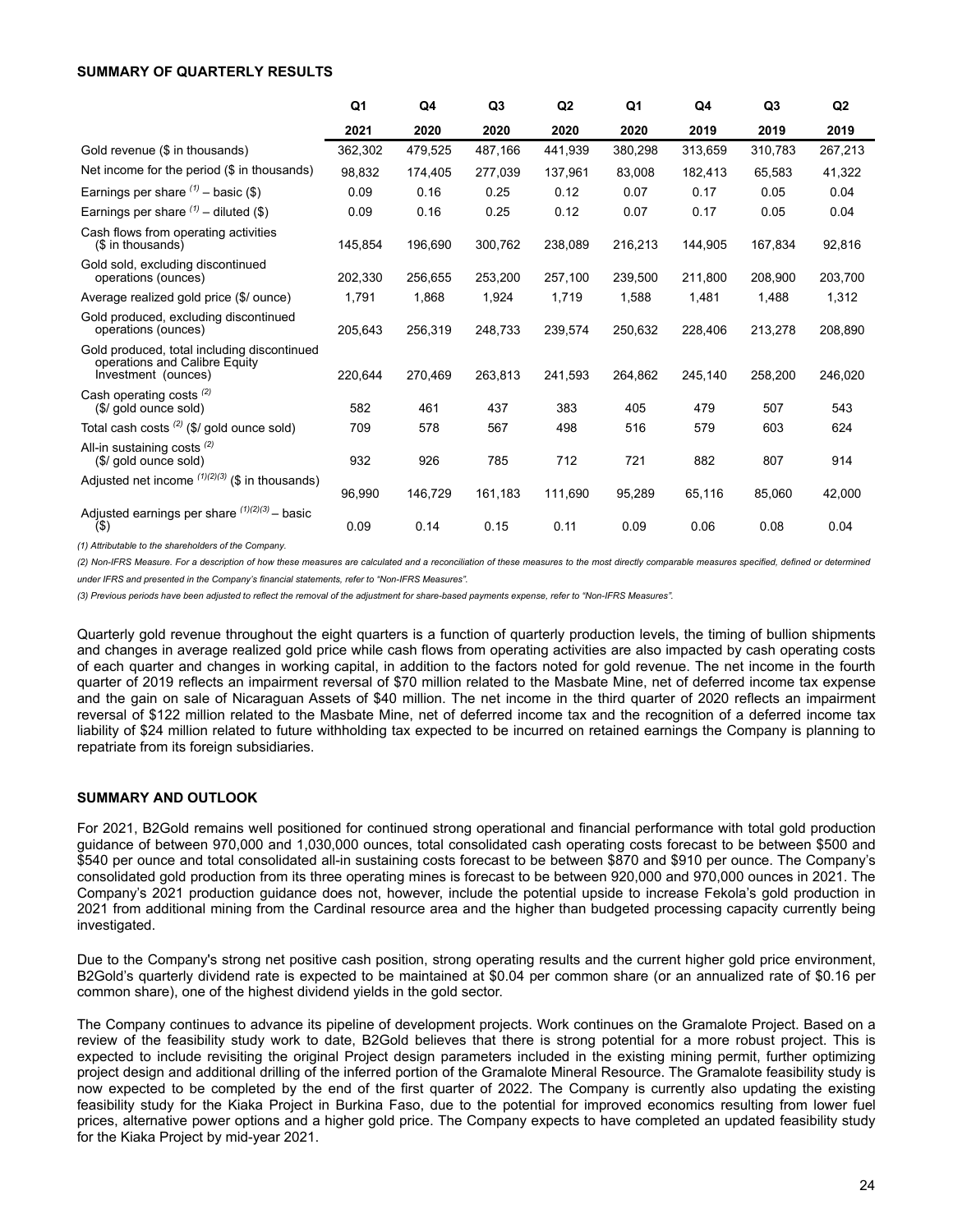**SUMMARY OF QUARTERLY RESULTS**

| | Q1 2021 | Q4 2020 | Q3 2020 | Q2 2020 | Q1 2020 | Q4 2019 | Q3 2019 | Q2 2019 |
|---|---|---|---|---|---|---|---|---|
| Gold revenue ($ in thousands) | 362,302 | 479,525 | 487,166 | 441,939 | 380,298 | 313,659 | 310,783 | 267,213 |
| Net income for the period ($ in thousands) | 98,832 | 174,405 | 277,039 | 137,961 | 83,008 | 182,413 | 65,583 | 41,322 |
| Earnings per share [(1)] – basic ($) | 0.09 | 0.16 | 0.25 | 0.12 | 0.07 | 0.17 | 0.05 | 0.04 |
| Earnings per share [(1)] – diluted ($) | 0.09 | 0.16 | 0.25 | 0.12 | 0.07 | 0.17 | 0.05 | 0.04 |
| Cash flows from operating activities ($ in thousands) | 145,854 | 196,690 | 300,762 | 238,089 | 216,213 | 144,905 | 167,834 | 92,816 |
| Gold sold, excluding discontinued operations (ounces) | 202,330 | 256,655 | 253,200 | 257,100 | 239,500 | 211,800 | 208,900 | 203,700 |
| Average realized gold price ($/ ounce) | 1,791 | 1,868 | 1,924 | 1,719 | 1,588 | 1,481 | 1,488 | 1,312 |
| Gold produced, excluding discontinued operations (ounces) | 205,643 | 256,319 | 248,733 | 239,574 | 250,632 | 228,406 | 213,278 | 208,890 |
| Gold produced, total including discontinued operations and Calibre Equity Investment (ounces) | 220,644 | 270,469 | 263,813 | 241,593 | 264,862 | 245,140 | 258,200 | 246,020 |
| Cash operating costs [(2)] ($/ gold ounce sold) | 582 | 461 | 437 | 383 | 405 | 479 | 507 | 543 |
| Total cash costs [(2)] ($/ gold ounce sold) | 709 | 578 | 567 | 498 | 516 | 579 | 603 | 624 |
| All-in sustaining costs [(2)] ($/ gold ounce sold) | 932 | 926 | 785 | 712 | 721 | 882 | 807 | 914 |
| Adjusted net income [(1)(2)(3)] ($ in thousands) | 96,990 | 146,729 | 161,183 | 111,690 | 95,289 | 65,116 | 85,060 | 42,000 |
| Adjusted earnings per share [(1)(2)(3)] – basic ($) | 0.09 | 0.14 | 0.15 | 0.11 | 0.09 | 0.06 | 0.08 | 0.04 |

*(1) Attributable to the shareholders of the Company.*

*(2) Non-IFRS Measure. For a description of how these measures are calculated and a reconciliation of these measures to the most directly comparable measures specified, defined or determined under IFRS and presented in the Company's financial statements, refer to "Non-IFRS Measures".*

*(3) Previous periods have been adjusted to reflect the removal of the adjustment for share-based payments expense, refer to "Non-IFRS Measures".*

Quarterly gold revenue throughout the eight quarters is a function of quarterly production levels, the timing of bullion shipments and changes in average realized gold price while cash flows from operating activities are also impacted by cash operating costs of each quarter and changes in working capital, in addition to the factors noted for gold revenue. The net income in the fourth quarter of 2019 reflects an impairment reversal of $70 million related to the Masbate Mine, net of deferred income tax expense and the gain on sale of Nicaraguan Assets of $40 million. The net income in the third quarter of 2020 reflects an impairment reversal of $122 million related to the Masbate Mine, net of deferred income tax and the recognition of a deferred income tax liability of $24 million related to future withholding tax expected to be incurred on retained earnings the Company is planning to repatriate from its foreign subsidiaries.

**SUMMARY AND OUTLOOK**

For 2021, B2Gold remains well positioned for continued strong operational and financial performance with total gold production guidance of between 970,000 and 1,030,000 ounces, total consolidated cash operating costs forecast to be between $500 and $540 per ounce and total consolidated all-in sustaining costs forecast to be between $870 and $910 per ounce. The Company's consolidated gold production from its three operating mines is forecast to be between 920,000 and 970,000 ounces in 2021. The Company's 2021 production guidance does not, however, include the potential upside to increase Fekola's gold production in 2021 from additional mining from the Cardinal resource area and the higher than budgeted processing capacity currently being investigated.

Due to the Company's strong net positive cash position, strong operating results and the current higher gold price environment, B2Gold's quarterly dividend rate is expected to be maintained at $0.04 per common share (or an annualized rate of $0.16 per common share), one of the highest dividend yields in the gold sector.

The Company continues to advance its pipeline of development projects. Work continues on the Gramalote Project. Based on a review of the feasibility study work to date, B2Gold believes that there is strong potential for a more robust project. This is expected to include revisiting the original Project design parameters included in the existing mining permit, further optimizing project design and additional drilling of the inferred portion of the Gramalote Mineral Resource. The Gramalote feasibility study is now expected to be completed by the end of the first quarter of 2022. The Company is currently also updating the existing feasibility study for the Kiaka Project in Burkina Faso, due to the potential for improved economics resulting from lower fuel prices, alternative power options and a higher gold price. The Company expects to have completed an updated feasibility study for the Kiaka Project by mid-year 2021.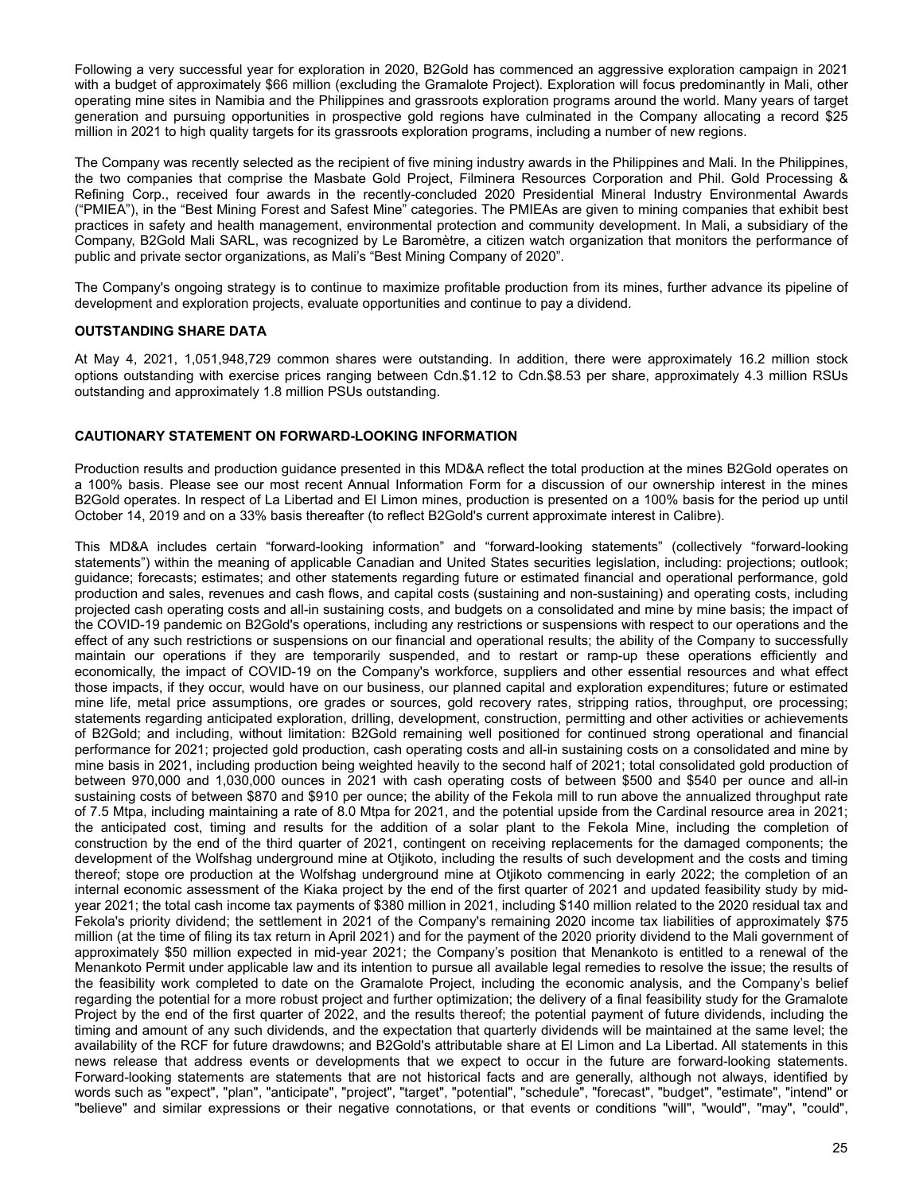Following a very successful year for exploration in 2020, B2Gold has commenced an aggressive exploration campaign in 2021 with a budget of approximately $66 million (excluding the Gramalote Project). Exploration will focus predominantly in Mali, other operating mine sites in Namibia and the Philippines and grassroots exploration programs around the world. Many years of target generation and pursuing opportunities in prospective gold regions have culminated in the Company allocating a record $25 million in 2021 to high quality targets for its grassroots exploration programs, including a number of new regions.

The Company was recently selected as the recipient of five mining industry awards in the Philippines and Mali. In the Philippines, the two companies that comprise the Masbate Gold Project, Filminera Resources Corporation and Phil. Gold Processing & Refining Corp., received four awards in the recently-concluded 2020 Presidential Mineral Industry Environmental Awards ("PMIEA"), in the "Best Mining Forest and Safest Mine" categories. The PMIEAs are given to mining companies that exhibit best practices in safety and health management, environmental protection and community development. In Mali, a subsidiary of the Company, B2Gold Mali SARL, was recognized by Le Baromètre, a citizen watch organization that monitors the performance of public and private sector organizations, as Mali's "Best Mining Company of 2020".

The Company's ongoing strategy is to continue to maximize profitable production from its mines, further advance its pipeline of development and exploration projects, evaluate opportunities and continue to pay a dividend.

## OUTSTANDING SHARE DATA

At May 4, 2021, 1,051,948,729 common shares were outstanding. In addition, there were approximately 16.2 million stock options outstanding with exercise prices ranging between Cdn.$1.12 to Cdn.$8.53 per share, approximately 4.3 million RSUs outstanding and approximately 1.8 million PSUs outstanding.

## CAUTIONARY STATEMENT ON FORWARD-LOOKING INFORMATION

Production results and production guidance presented in this MD&A reflect the total production at the mines B2Gold operates on a 100% basis. Please see our most recent Annual Information Form for a discussion of our ownership interest in the mines B2Gold operates. In respect of La Libertad and El Limon mines, production is presented on a 100% basis for the period up until October 14, 2019 and on a 33% basis thereafter (to reflect B2Gold's current approximate interest in Calibre).

This MD&A includes certain "forward-looking information" and "forward-looking statements" (collectively "forward-looking statements") within the meaning of applicable Canadian and United States securities legislation, including: projections; outlook; guidance; forecasts; estimates; and other statements regarding future or estimated financial and operational performance, gold production and sales, revenues and cash flows, and capital costs (sustaining and non-sustaining) and operating costs, including projected cash operating costs and all-in sustaining costs, and budgets on a consolidated and mine by mine basis; the impact of the COVID-19 pandemic on B2Gold's operations, including any restrictions or suspensions with respect to our operations and the effect of any such restrictions or suspensions on our financial and operational results; the ability of the Company to successfully maintain our operations if they are temporarily suspended, and to restart or ramp-up these operations efficiently and economically, the impact of COVID-19 on the Company's workforce, suppliers and other essential resources and what effect those impacts, if they occur, would have on our business, our planned capital and exploration expenditures; future or estimated mine life, metal price assumptions, ore grades or sources, gold recovery rates, stripping ratios, throughput, ore processing; statements regarding anticipated exploration, drilling, development, construction, permitting and other activities or achievements of B2Gold; and including, without limitation: B2Gold remaining well positioned for continued strong operational and financial performance for 2021; projected gold production, cash operating costs and all-in sustaining costs on a consolidated and mine by mine basis in 2021, including production being weighted heavily to the second half of 2021; total consolidated gold production of between 970,000 and 1,030,000 ounces in 2021 with cash operating costs of between $500 and $540 per ounce and all-in sustaining costs of between $870 and $910 per ounce; the ability of the Fekola mill to run above the annualized throughput rate of 7.5 Mtpa, including maintaining a rate of 8.0 Mtpa for 2021, and the potential upside from the Cardinal resource area in 2021; the anticipated cost, timing and results for the addition of a solar plant to the Fekola Mine, including the completion of construction by the end of the third quarter of 2021, contingent on receiving replacements for the damaged components; the development of the Wolfshag underground mine at Otjikoto, including the results of such development and the costs and timing thereof; stope ore production at the Wolfshag underground mine at Otjikoto commencing in early 2022; the completion of an internal economic assessment of the Kiaka project by the end of the first quarter of 2021 and updated feasibility study by mid-year 2021; the total cash income tax payments of $380 million in 2021, including $140 million related to the 2020 residual tax and Fekola's priority dividend; the settlement in 2021 of the Company's remaining 2020 income tax liabilities of approximately $75 million (at the time of filing its tax return in April 2021) and for the payment of the 2020 priority dividend to the Mali government of approximately $50 million expected in mid-year 2021; the Company's position that Menankoto is entitled to a renewal of the Menankoto Permit under applicable law and its intention to pursue all available legal remedies to resolve the issue; the results of the feasibility work completed to date on the Gramalote Project, including the economic analysis, and the Company's belief regarding the potential for a more robust project and further optimization; the delivery of a final feasibility study for the Gramalote Project by the end of the first quarter of 2022, and the results thereof; the potential payment of future dividends, including the timing and amount of any such dividends, and the expectation that quarterly dividends will be maintained at the same level; the availability of the RCF for future drawdowns; and B2Gold's attributable share at El Limon and La Libertad. All statements in this news release that address events or developments that we expect to occur in the future are forward-looking statements. Forward-looking statements are statements that are not historical facts and are generally, although not always, identified by words such as "expect", "plan", "anticipate", "project", "target", "potential", "schedule", "forecast", "budget", "estimate", "intend" or "believe" and similar expressions or their negative connotations, or that events or conditions "will", "would", "may", "could",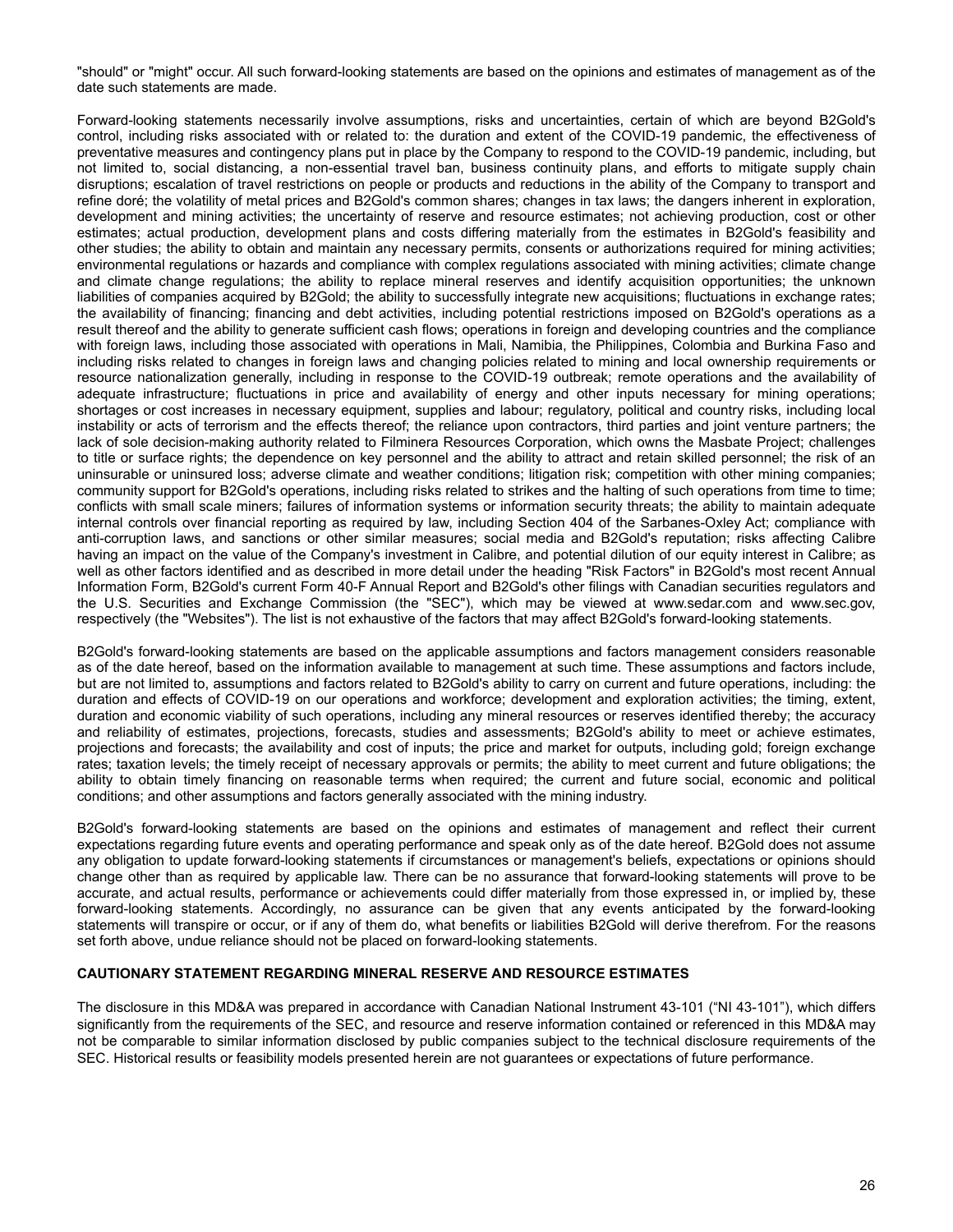"should" or "might" occur. All such forward-looking statements are based on the opinions and estimates of management as of the date such statements are made.

Forward-looking statements necessarily involve assumptions, risks and uncertainties, certain of which are beyond B2Gold's control, including risks associated with or related to: the duration and extent of the COVID-19 pandemic, the effectiveness of preventative measures and contingency plans put in place by the Company to respond to the COVID-19 pandemic, including, but not limited to, social distancing, a non-essential travel ban, business continuity plans, and efforts to mitigate supply chain disruptions; escalation of travel restrictions on people or products and reductions in the ability of the Company to transport and refine doré; the volatility of metal prices and B2Gold's common shares; changes in tax laws; the dangers inherent in exploration, development and mining activities; the uncertainty of reserve and resource estimates; not achieving production, cost or other estimates; actual production, development plans and costs differing materially from the estimates in B2Gold's feasibility and other studies; the ability to obtain and maintain any necessary permits, consents or authorizations required for mining activities; environmental regulations or hazards and compliance with complex regulations associated with mining activities; climate change and climate change regulations; the ability to replace mineral reserves and identify acquisition opportunities; the unknown liabilities of companies acquired by B2Gold; the ability to successfully integrate new acquisitions; fluctuations in exchange rates; the availability of financing; financing and debt activities, including potential restrictions imposed on B2Gold's operations as a result thereof and the ability to generate sufficient cash flows; operations in foreign and developing countries and the compliance with foreign laws, including those associated with operations in Mali, Namibia, the Philippines, Colombia and Burkina Faso and including risks related to changes in foreign laws and changing policies related to mining and local ownership requirements or resource nationalization generally, including in response to the COVID-19 outbreak; remote operations and the availability of adequate infrastructure; fluctuations in price and availability of energy and other inputs necessary for mining operations; shortages or cost increases in necessary equipment, supplies and labour; regulatory, political and country risks, including local instability or acts of terrorism and the effects thereof; the reliance upon contractors, third parties and joint venture partners; the lack of sole decision-making authority related to Filminera Resources Corporation, which owns the Masbate Project; challenges to title or surface rights; the dependence on key personnel and the ability to attract and retain skilled personnel; the risk of an uninsurable or uninsured loss; adverse climate and weather conditions; litigation risk; competition with other mining companies; community support for B2Gold's operations, including risks related to strikes and the halting of such operations from time to time; conflicts with small scale miners; failures of information systems or information security threats; the ability to maintain adequate internal controls over financial reporting as required by law, including Section 404 of the Sarbanes-Oxley Act; compliance with anti-corruption laws, and sanctions or other similar measures; social media and B2Gold's reputation; risks affecting Calibre having an impact on the value of the Company's investment in Calibre, and potential dilution of our equity interest in Calibre; as well as other factors identified and as described in more detail under the heading "Risk Factors" in B2Gold's most recent Annual Information Form, B2Gold's current Form 40-F Annual Report and B2Gold's other filings with Canadian securities regulators and the U.S. Securities and Exchange Commission (the "SEC"), which may be viewed at www.sedar.com and www.sec.gov, respectively (the "Websites"). The list is not exhaustive of the factors that may affect B2Gold's forward-looking statements.

B2Gold's forward-looking statements are based on the applicable assumptions and factors management considers reasonable as of the date hereof, based on the information available to management at such time. These assumptions and factors include, but are not limited to, assumptions and factors related to B2Gold's ability to carry on current and future operations, including: the duration and effects of COVID-19 on our operations and workforce; development and exploration activities; the timing, extent, duration and economic viability of such operations, including any mineral resources or reserves identified thereby; the accuracy and reliability of estimates, projections, forecasts, studies and assessments; B2Gold's ability to meet or achieve estimates, projections and forecasts; the availability and cost of inputs; the price and market for outputs, including gold; foreign exchange rates; taxation levels; the timely receipt of necessary approvals or permits; the ability to meet current and future obligations; the ability to obtain timely financing on reasonable terms when required; the current and future social, economic and political conditions; and other assumptions and factors generally associated with the mining industry.

B2Gold's forward-looking statements are based on the opinions and estimates of management and reflect their current expectations regarding future events and operating performance and speak only as of the date hereof. B2Gold does not assume any obligation to update forward-looking statements if circumstances or management's beliefs, expectations or opinions should change other than as required by applicable law. There can be no assurance that forward-looking statements will prove to be accurate, and actual results, performance or achievements could differ materially from those expressed in, or implied by, these forward-looking statements. Accordingly, no assurance can be given that any events anticipated by the forward-looking statements will transpire or occur, or if any of them do, what benefits or liabilities B2Gold will derive therefrom. For the reasons set forth above, undue reliance should not be placed on forward-looking statements.

**CAUTIONARY STATEMENT REGARDING MINERAL RESERVE AND RESOURCE ESTIMATES**

The disclosure in this MD&A was prepared in accordance with Canadian National Instrument 43-101 ("NI 43-101"), which differs significantly from the requirements of the SEC, and resource and reserve information contained or referenced in this MD&A may not be comparable to similar information disclosed by public companies subject to the technical disclosure requirements of the SEC. Historical results or feasibility models presented herein are not guarantees or expectations of future performance.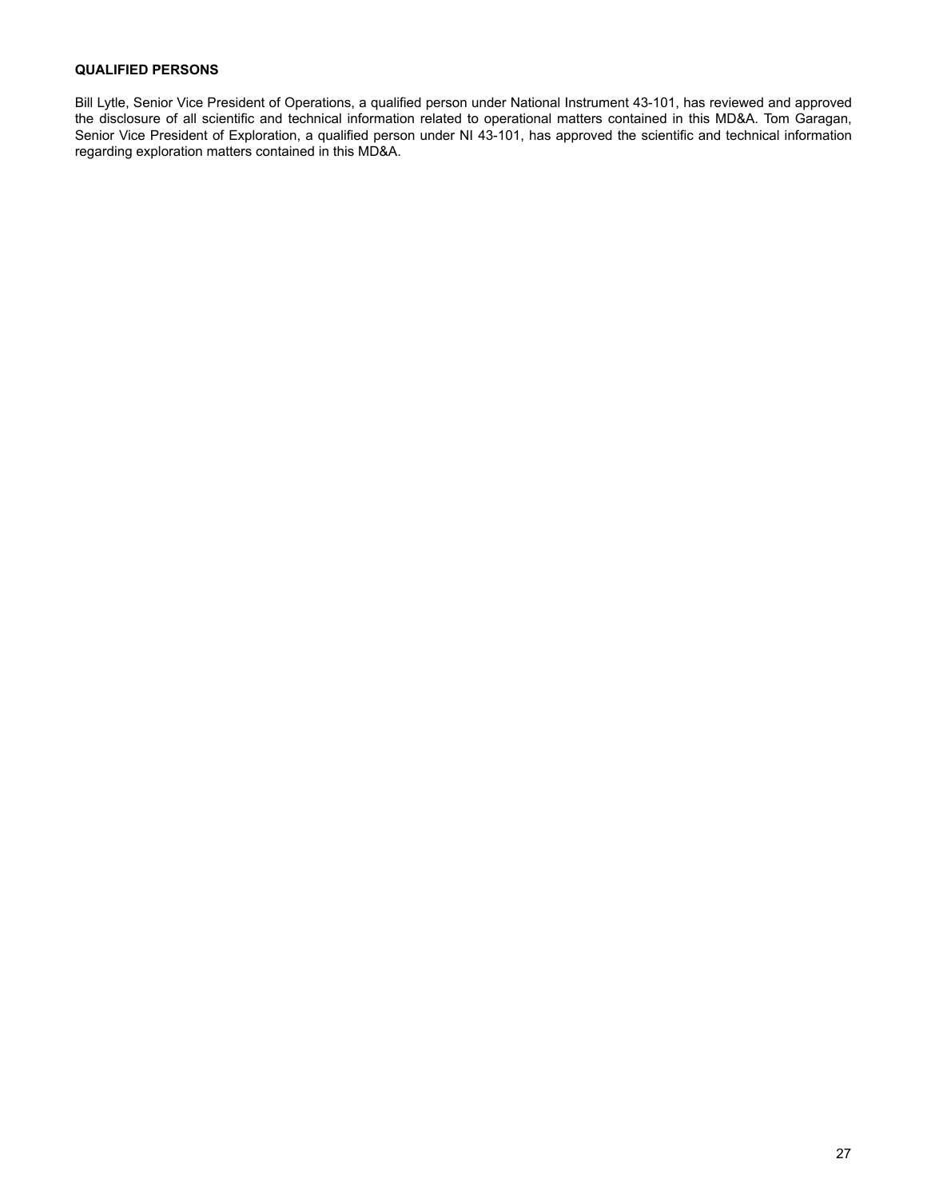**QUALIFIED PERSONS**

Bill Lytle, Senior Vice President of Operations, a qualified person under National Instrument 43-101, has reviewed and approved the disclosure of all scientific and technical information related to operational matters contained in this MD&A. Tom Garagan, Senior Vice President of Exploration, a qualified person under NI 43-101, has approved the scientific and technical information regarding exploration matters contained in this MD&A.